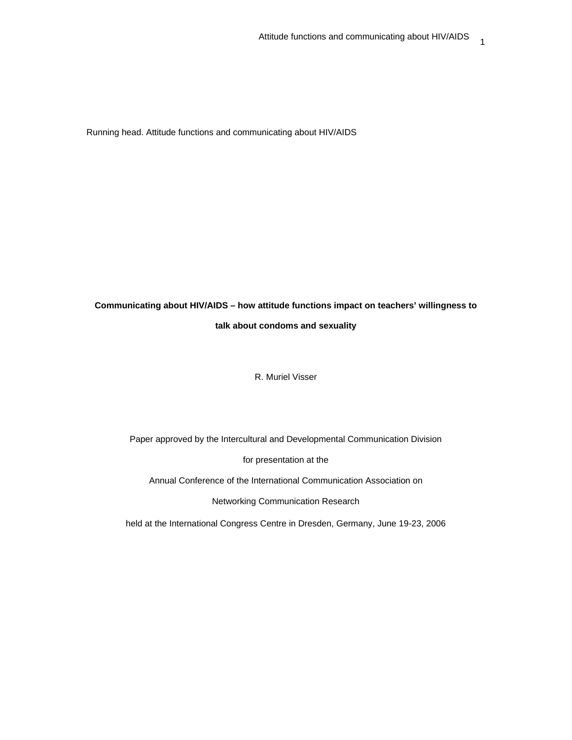Running head. Attitude functions and communicating about HIV/AIDS

# Communicating about HIV/AIDS – how attitude functions impact on teachers' willingness to talk about condoms and sexuality

R. Muriel Visser

Paper approved by the Intercultural and Developmental Communication Division

for presentation at the

Annual Conference of the International Communication Association on

Networking Communication Research

held at the International Congress Centre in Dresden, Germany, June 19-23, 2006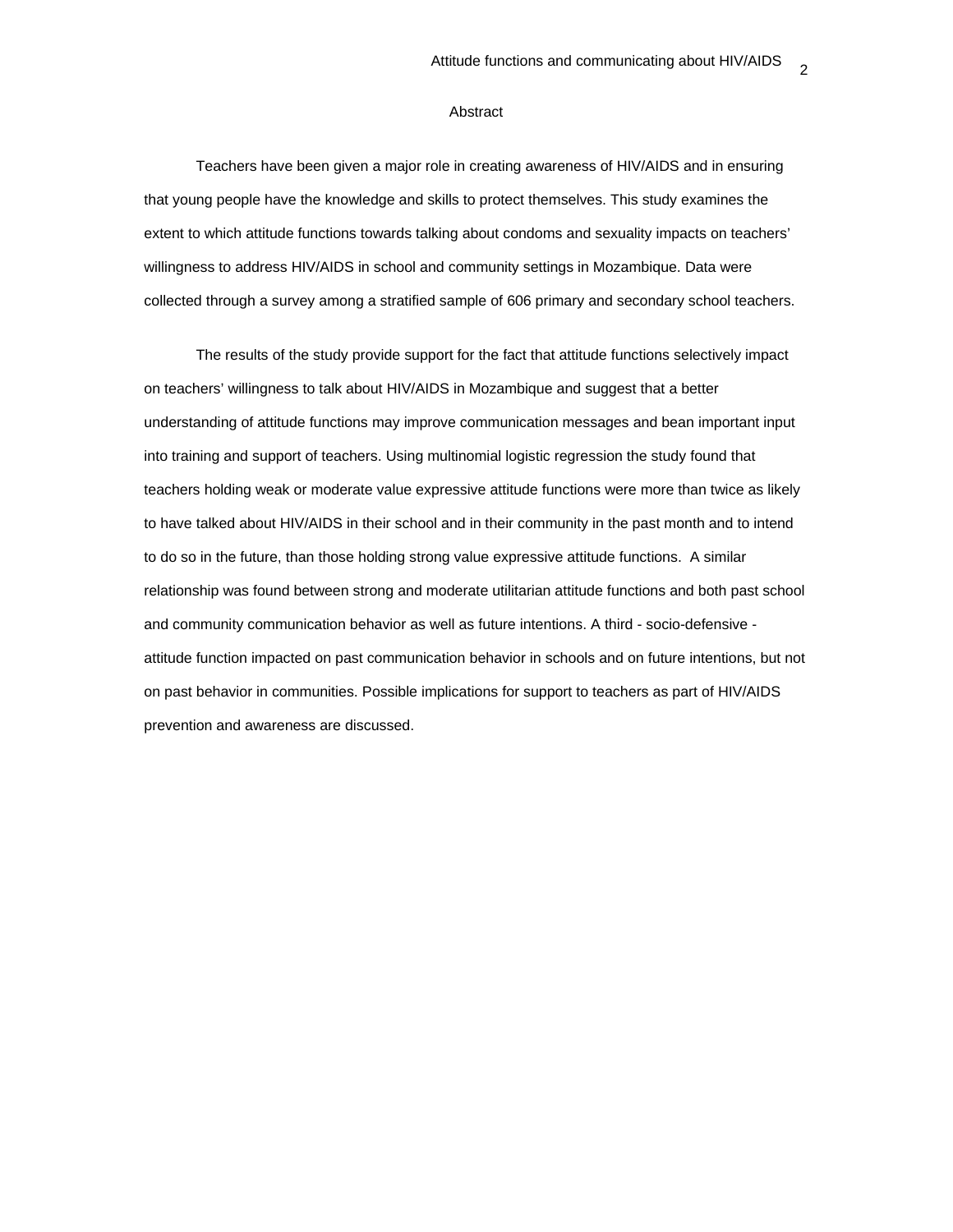# Abstract

Teachers have been given a major role in creating awareness of HIV/AIDS and in ensuring that young people have the knowledge and skills to protect themselves. This study examines the extent to which attitude functions towards talking about condoms and sexuality impacts on teachers' willingness to address HIV/AIDS in school and community settings in Mozambique. Data were collected through a survey among a stratified sample of 606 primary and secondary school teachers.

The results of the study provide support for the fact that attitude functions selectively impact on teachers' willingness to talk about HIV/AIDS in Mozambique and suggest that a better understanding of attitude functions may improve communication messages and bean important input into training and support of teachers. Using multinomial logistic regression the study found that teachers holding weak or moderate value expressive attitude functions were more than twice as likely to have talked about HIV/AIDS in their school and in their community in the past month and to intend to do so in the future, than those holding strong value expressive attitude functions. A similar relationship was found between strong and moderate utilitarian attitude functions and both past school and community communication behavior as well as future intentions. A third - socio-defensive - attitude function impacted on past communication behavior in schools and on future intentions, but not on past behavior in communities. Possible implications for support to teachers as part of HIV/AIDS prevention and awareness are discussed.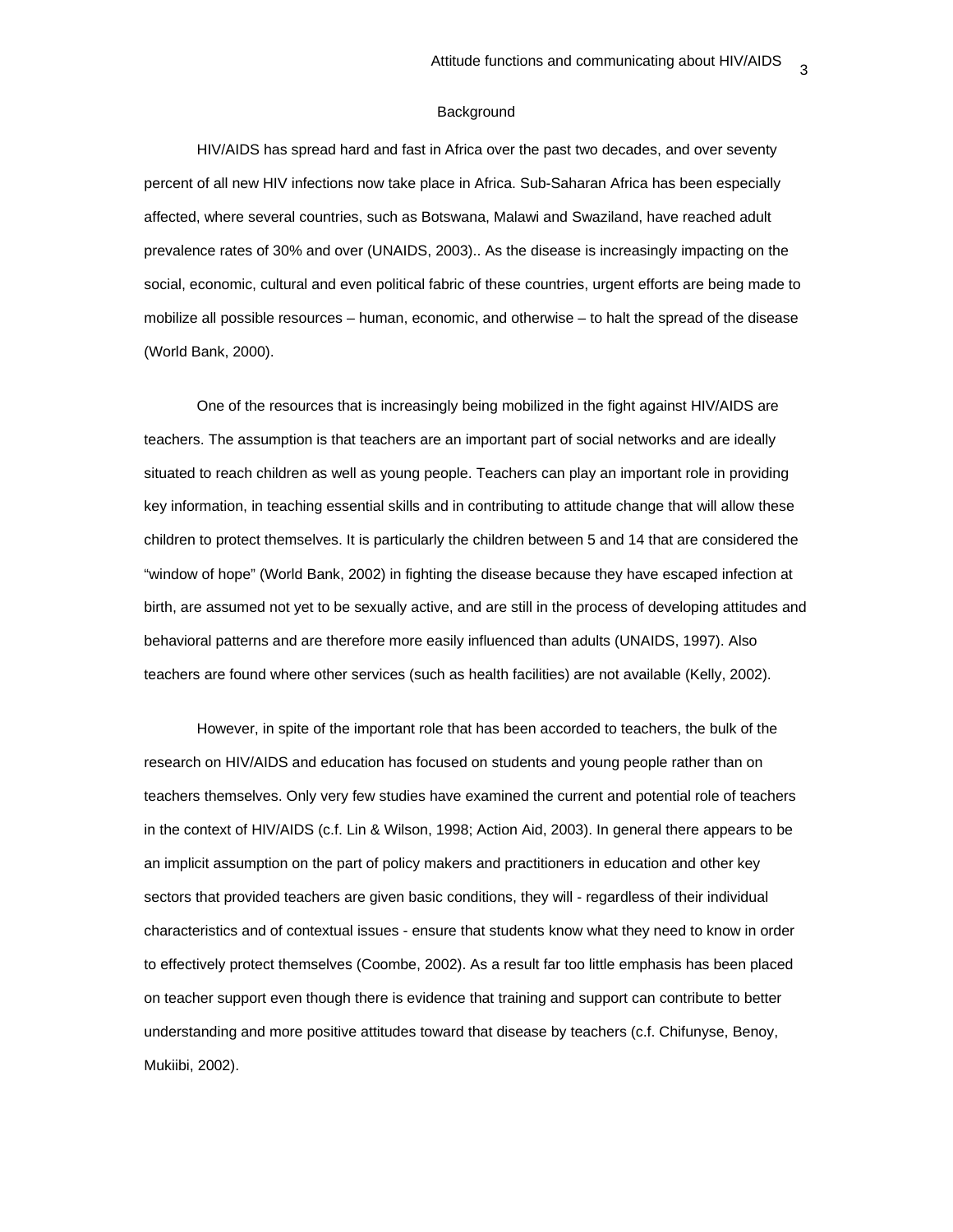## Background

HIV/AIDS has spread hard and fast in Africa over the past two decades, and over seventy percent of all new HIV infections now take place in Africa. Sub-Saharan Africa has been especially affected, where several countries, such as Botswana, Malawi and Swaziland, have reached adult prevalence rates of 30% and over (UNAIDS, 2003).. As the disease is increasingly impacting on the social, economic, cultural and even political fabric of these countries, urgent efforts are being made to mobilize all possible resources – human, economic, and otherwise – to halt the spread of the disease (World Bank, 2000).

One of the resources that is increasingly being mobilized in the fight against HIV/AIDS are teachers. The assumption is that teachers are an important part of social networks and are ideally situated to reach children as well as young people. Teachers can play an important role in providing key information, in teaching essential skills and in contributing to attitude change that will allow these children to protect themselves. It is particularly the children between 5 and 14 that are considered the "window of hope" (World Bank, 2002) in fighting the disease because they have escaped infection at birth, are assumed not yet to be sexually active, and are still in the process of developing attitudes and behavioral patterns and are therefore more easily influenced than adults (UNAIDS, 1997). Also teachers are found where other services (such as health facilities) are not available (Kelly, 2002).

However, in spite of the important role that has been accorded to teachers, the bulk of the research on HIV/AIDS and education has focused on students and young people rather than on teachers themselves. Only very few studies have examined the current and potential role of teachers in the context of HIV/AIDS (c.f. Lin & Wilson, 1998; Action Aid, 2003). In general there appears to be an implicit assumption on the part of policy makers and practitioners in education and other key sectors that provided teachers are given basic conditions, they will - regardless of their individual characteristics and of contextual issues - ensure that students know what they need to know in order to effectively protect themselves (Coombe, 2002). As a result far too little emphasis has been placed on teacher support even though there is evidence that training and support can contribute to better understanding and more positive attitudes toward that disease by teachers (c.f. Chifunyse, Benoy, Mukiibi, 2002).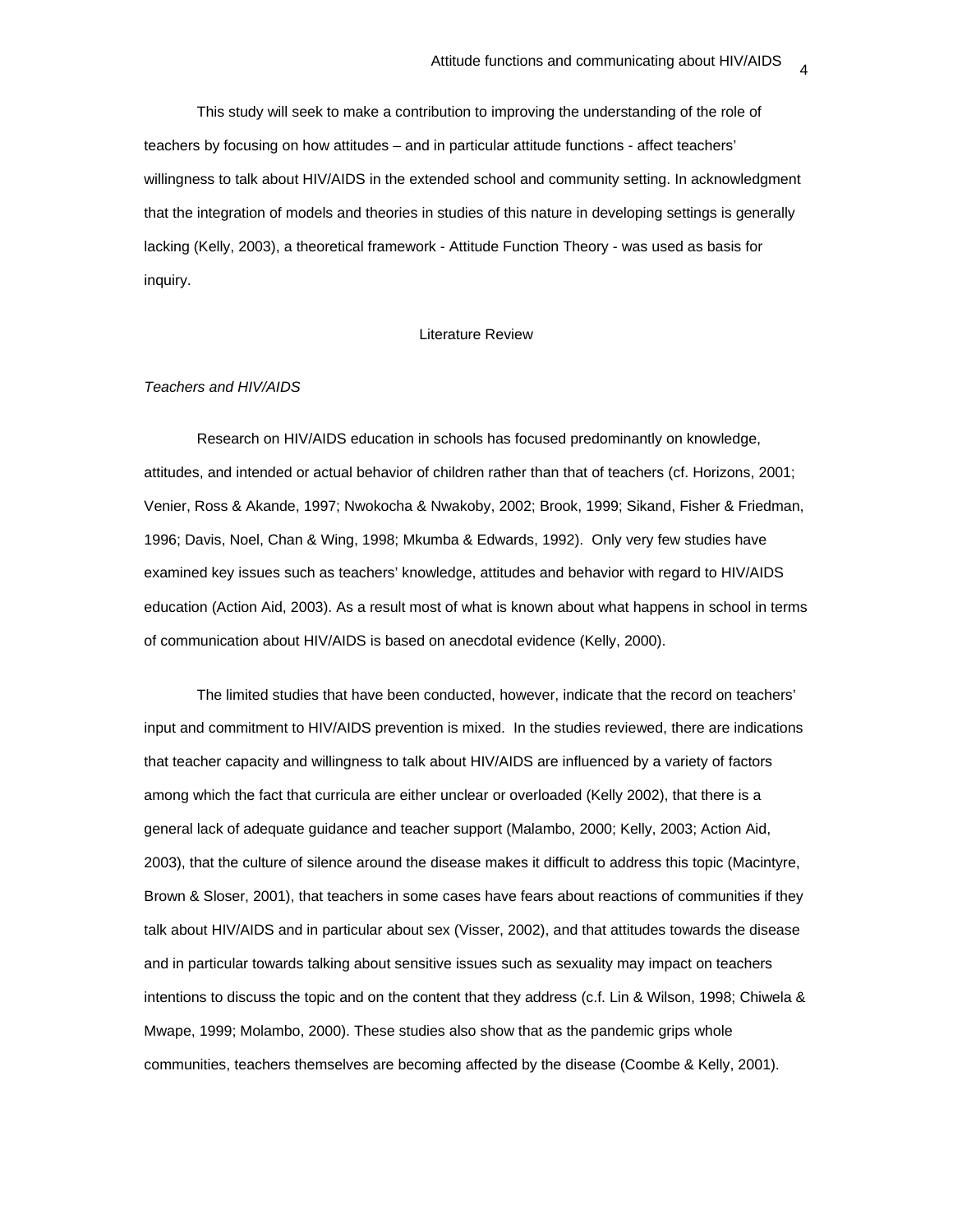This study will seek to make a contribution to improving the understanding of the role of teachers by focusing on how attitudes – and in particular attitude functions - affect teachers' willingness to talk about HIV/AIDS in the extended school and community setting. In acknowledgment that the integration of models and theories in studies of this nature in developing settings is generally lacking (Kelly, 2003), a theoretical framework - Attitude Function Theory - was used as basis for inquiry.

## Literature Review

### *Teachers and HIV/AIDS*

Research on HIV/AIDS education in schools has focused predominantly on knowledge, attitudes, and intended or actual behavior of children rather than that of teachers (cf. Horizons, 2001; Venier, Ross & Akande, 1997; Nwokocha & Nwakoby, 2002; Brook, 1999; Sikand, Fisher & Friedman, 1996; Davis, Noel, Chan & Wing, 1998; Mkumba & Edwards, 1992). Only very few studies have examined key issues such as teachers' knowledge, attitudes and behavior with regard to HIV/AIDS education (Action Aid, 2003). As a result most of what is known about what happens in school in terms of communication about HIV/AIDS is based on anecdotal evidence (Kelly, 2000).

The limited studies that have been conducted, however, indicate that the record on teachers' input and commitment to HIV/AIDS prevention is mixed. In the studies reviewed, there are indications that teacher capacity and willingness to talk about HIV/AIDS are influenced by a variety of factors among which the fact that curricula are either unclear or overloaded (Kelly 2002), that there is a general lack of adequate guidance and teacher support (Malambo, 2000; Kelly, 2003; Action Aid, 2003), that the culture of silence around the disease makes it difficult to address this topic (Macintyre, Brown & Sloser, 2001), that teachers in some cases have fears about reactions of communities if they talk about HIV/AIDS and in particular about sex (Visser, 2002), and that attitudes towards the disease and in particular towards talking about sensitive issues such as sexuality may impact on teachers intentions to discuss the topic and on the content that they address (c.f. Lin & Wilson, 1998; Chiwela & Mwape, 1999; Molambo, 2000). These studies also show that as the pandemic grips whole communities, teachers themselves are becoming affected by the disease (Coombe & Kelly, 2001).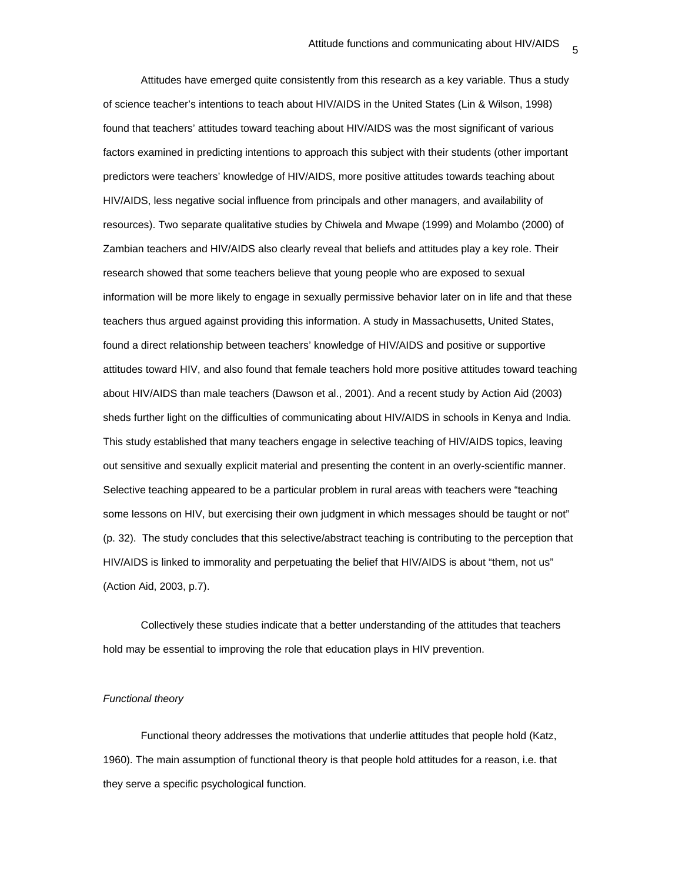Attitudes have emerged quite consistently from this research as a key variable. Thus a study of science teacher's intentions to teach about HIV/AIDS in the United States (Lin & Wilson, 1998) found that teachers' attitudes toward teaching about HIV/AIDS was the most significant of various factors examined in predicting intentions to approach this subject with their students (other important predictors were teachers' knowledge of HIV/AIDS, more positive attitudes towards teaching about HIV/AIDS, less negative social influence from principals and other managers, and availability of resources). Two separate qualitative studies by Chiwela and Mwape (1999) and Molambo (2000) of Zambian teachers and HIV/AIDS also clearly reveal that beliefs and attitudes play a key role. Their research showed that some teachers believe that young people who are exposed to sexual information will be more likely to engage in sexually permissive behavior later on in life and that these teachers thus argued against providing this information. A study in Massachusetts, United States, found a direct relationship between teachers' knowledge of HIV/AIDS and positive or supportive attitudes toward HIV, and also found that female teachers hold more positive attitudes toward teaching about HIV/AIDS than male teachers (Dawson et al., 2001). And a recent study by Action Aid (2003) sheds further light on the difficulties of communicating about HIV/AIDS in schools in Kenya and India. This study established that many teachers engage in selective teaching of HIV/AIDS topics, leaving out sensitive and sexually explicit material and presenting the content in an overly-scientific manner. Selective teaching appeared to be a particular problem in rural areas with teachers were "teaching some lessons on HIV, but exercising their own judgment in which messages should be taught or not" (p. 32). The study concludes that this selective/abstract teaching is contributing to the perception that HIV/AIDS is linked to immorality and perpetuating the belief that HIV/AIDS is about "them, not us" (Action Aid, 2003, p.7).

Collectively these studies indicate that a better understanding of the attitudes that teachers hold may be essential to improving the role that education plays in HIV prevention.

*Functional theory*

Functional theory addresses the motivations that underlie attitudes that people hold (Katz, 1960). The main assumption of functional theory is that people hold attitudes for a reason, i.e. that they serve a specific psychological function.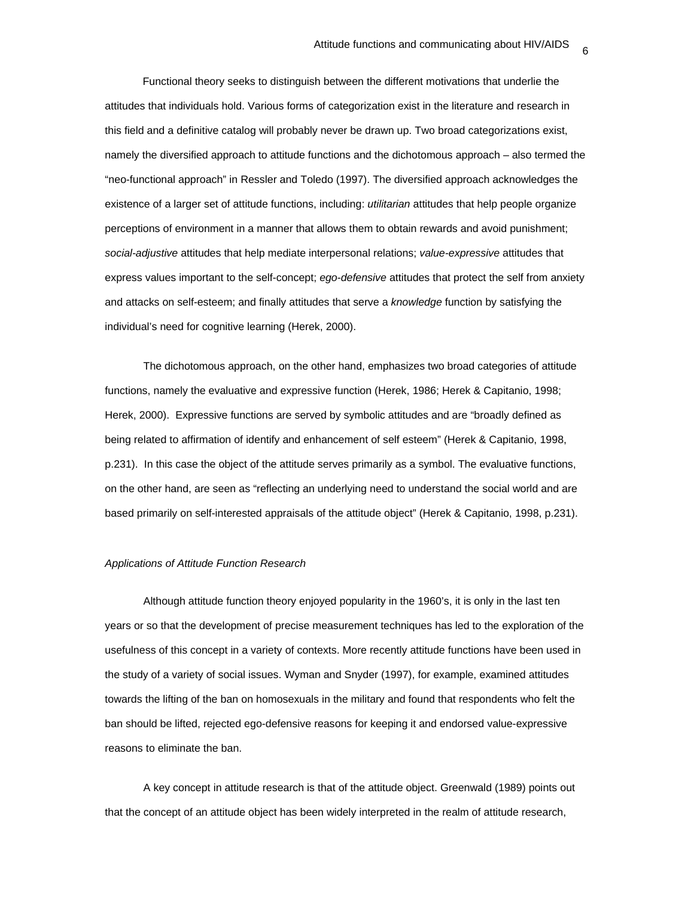Functional theory seeks to distinguish between the different motivations that underlie the attitudes that individuals hold. Various forms of categorization exist in the literature and research in this field and a definitive catalog will probably never be drawn up. Two broad categorizations exist, namely the diversified approach to attitude functions and the dichotomous approach – also termed the "neo-functional approach" in Ressler and Toledo (1997). The diversified approach acknowledges the existence of a larger set of attitude functions, including: *utilitarian* attitudes that help people organize perceptions of environment in a manner that allows them to obtain rewards and avoid punishment; *social-adjustive* attitudes that help mediate interpersonal relations; *value-expressive* attitudes that express values important to the self-concept; *ego-defensive* attitudes that protect the self from anxiety and attacks on self-esteem; and finally attitudes that serve a *knowledge* function by satisfying the individual's need for cognitive learning (Herek, 2000).

The dichotomous approach, on the other hand, emphasizes two broad categories of attitude functions, namely the evaluative and expressive function (Herek, 1986; Herek & Capitanio, 1998; Herek, 2000). Expressive functions are served by symbolic attitudes and are "broadly defined as being related to affirmation of identify and enhancement of self esteem" (Herek & Capitanio, 1998, p.231). In this case the object of the attitude serves primarily as a symbol. The evaluative functions, on the other hand, are seen as "reflecting an underlying need to understand the social world and are based primarily on self-interested appraisals of the attitude object" (Herek & Capitanio, 1998, p.231).

*Applications of Attitude Function Research*

Although attitude function theory enjoyed popularity in the 1960's, it is only in the last ten years or so that the development of precise measurement techniques has led to the exploration of the usefulness of this concept in a variety of contexts. More recently attitude functions have been used in the study of a variety of social issues. Wyman and Snyder (1997), for example, examined attitudes towards the lifting of the ban on homosexuals in the military and found that respondents who felt the ban should be lifted, rejected ego-defensive reasons for keeping it and endorsed value-expressive reasons to eliminate the ban.

A key concept in attitude research is that of the attitude object. Greenwald (1989) points out that the concept of an attitude object has been widely interpreted in the realm of attitude research,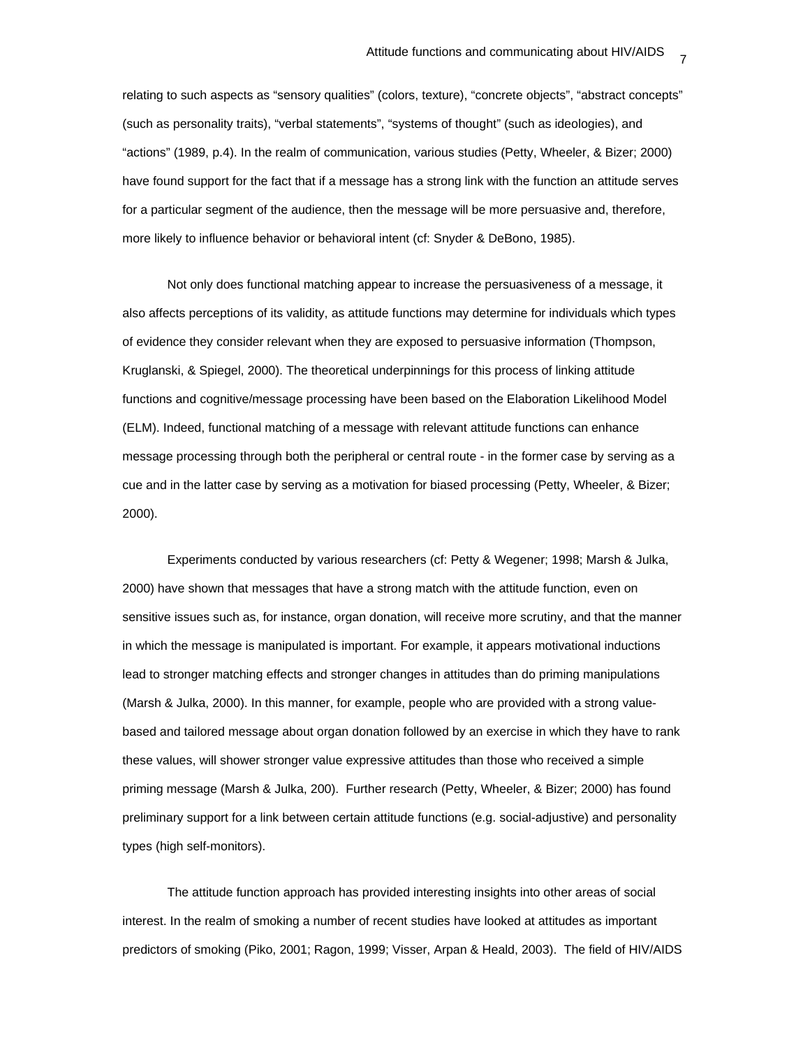relating to such aspects as "sensory qualities" (colors, texture), "concrete objects", "abstract concepts" (such as personality traits), "verbal statements", "systems of thought" (such as ideologies), and "actions" (1989, p.4). In the realm of communication, various studies (Petty, Wheeler, & Bizer; 2000) have found support for the fact that if a message has a strong link with the function an attitude serves for a particular segment of the audience, then the message will be more persuasive and, therefore, more likely to influence behavior or behavioral intent (cf: Snyder & DeBono, 1985).

Not only does functional matching appear to increase the persuasiveness of a message, it also affects perceptions of its validity, as attitude functions may determine for individuals which types of evidence they consider relevant when they are exposed to persuasive information (Thompson, Kruglanski, & Spiegel, 2000). The theoretical underpinnings for this process of linking attitude functions and cognitive/message processing have been based on the Elaboration Likelihood Model (ELM). Indeed, functional matching of a message with relevant attitude functions can enhance message processing through both the peripheral or central route - in the former case by serving as a cue and in the latter case by serving as a motivation for biased processing (Petty, Wheeler, & Bizer; 2000).

Experiments conducted by various researchers (cf: Petty & Wegener; 1998; Marsh & Julka, 2000) have shown that messages that have a strong match with the attitude function, even on sensitive issues such as, for instance, organ donation, will receive more scrutiny, and that the manner in which the message is manipulated is important. For example, it appears motivational inductions lead to stronger matching effects and stronger changes in attitudes than do priming manipulations (Marsh & Julka, 2000). In this manner, for example, people who are provided with a strong value-based and tailored message about organ donation followed by an exercise in which they have to rank these values, will shower stronger value expressive attitudes than those who received a simple priming message (Marsh & Julka, 200). Further research (Petty, Wheeler, & Bizer; 2000) has found preliminary support for a link between certain attitude functions (e.g. social-adjustive) and personality types (high self-monitors).

The attitude function approach has provided interesting insights into other areas of social interest. In the realm of smoking a number of recent studies have looked at attitudes as important predictors of smoking (Piko, 2001; Ragon, 1999; Visser, Arpan & Heald, 2003). The field of HIV/AIDS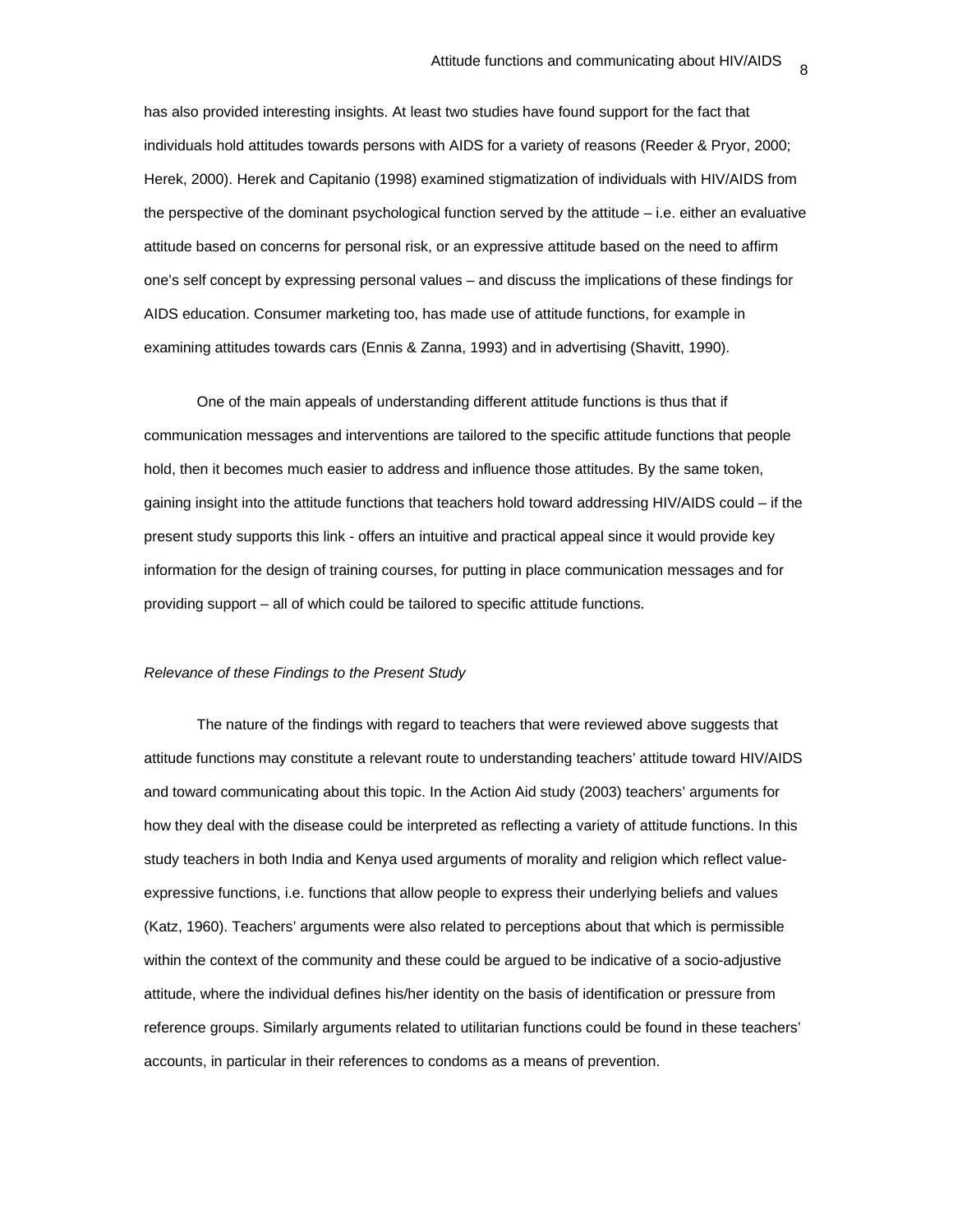has also provided interesting insights. At least two studies have found support for the fact that individuals hold attitudes towards persons with AIDS for a variety of reasons (Reeder & Pryor, 2000; Herek, 2000). Herek and Capitanio (1998) examined stigmatization of individuals with HIV/AIDS from the perspective of the dominant psychological function served by the attitude – i.e. either an evaluative attitude based on concerns for personal risk, or an expressive attitude based on the need to affirm one's self concept by expressing personal values – and discuss the implications of these findings for AIDS education. Consumer marketing too, has made use of attitude functions, for example in examining attitudes towards cars (Ennis & Zanna, 1993) and in advertising (Shavitt, 1990).

One of the main appeals of understanding different attitude functions is thus that if communication messages and interventions are tailored to the specific attitude functions that people hold, then it becomes much easier to address and influence those attitudes. By the same token, gaining insight into the attitude functions that teachers hold toward addressing HIV/AIDS could – if the present study supports this link - offers an intuitive and practical appeal since it would provide key information for the design of training courses, for putting in place communication messages and for providing support – all of which could be tailored to specific attitude functions.

*Relevance of these Findings to the Present Study*

The nature of the findings with regard to teachers that were reviewed above suggests that attitude functions may constitute a relevant route to understanding teachers' attitude toward HIV/AIDS and toward communicating about this topic. In the Action Aid study (2003) teachers' arguments for how they deal with the disease could be interpreted as reflecting a variety of attitude functions. In this study teachers in both India and Kenya used arguments of morality and religion which reflect value-expressive functions, i.e. functions that allow people to express their underlying beliefs and values (Katz, 1960). Teachers' arguments were also related to perceptions about that which is permissible within the context of the community and these could be argued to be indicative of a socio-adjustive attitude, where the individual defines his/her identity on the basis of identification or pressure from reference groups. Similarly arguments related to utilitarian functions could be found in these teachers' accounts, in particular in their references to condoms as a means of prevention.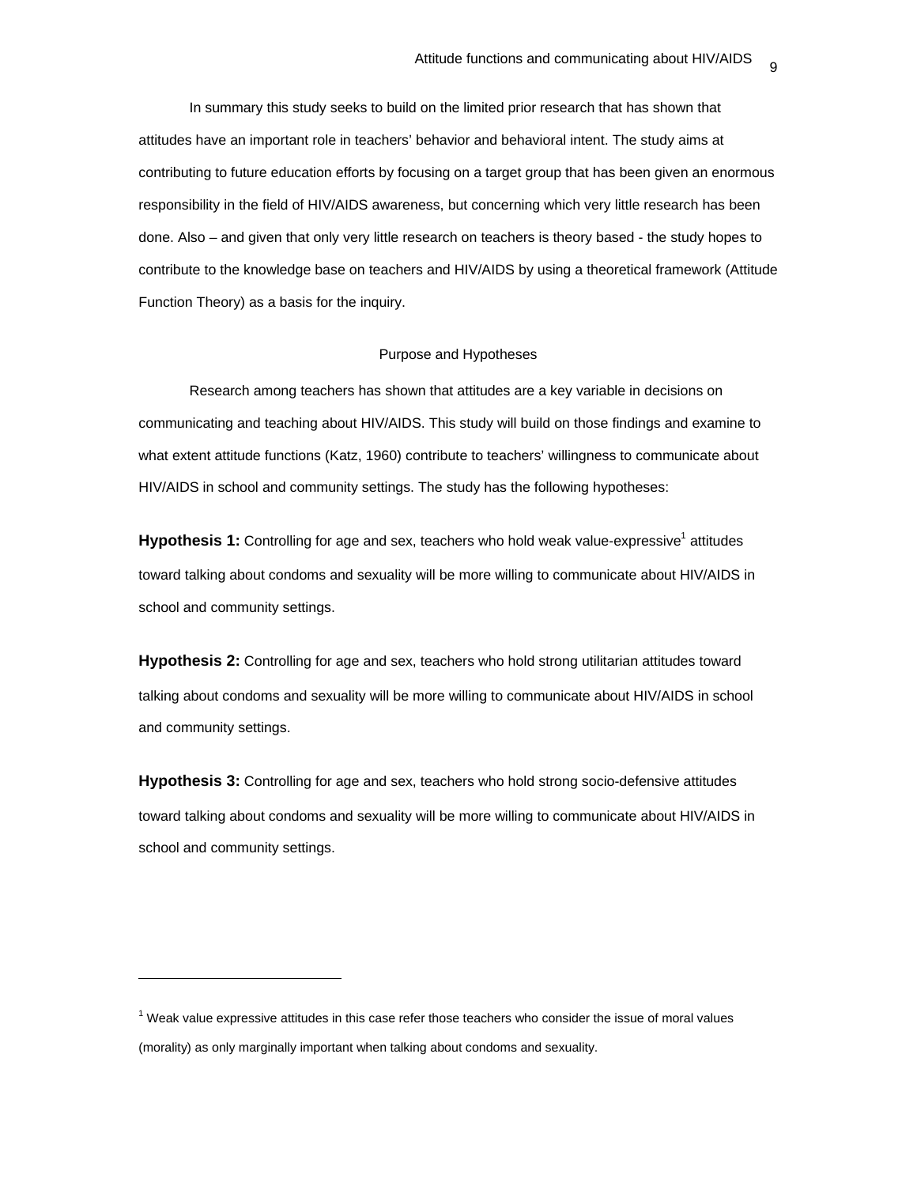In summary this study seeks to build on the limited prior research that has shown that attitudes have an important role in teachers' behavior and behavioral intent. The study aims at contributing to future education efforts by focusing on a target group that has been given an enormous responsibility in the field of HIV/AIDS awareness, but concerning which very little research has been done. Also – and given that only very little research on teachers is theory based - the study hopes to contribute to the knowledge base on teachers and HIV/AIDS by using a theoretical framework (Attitude Function Theory) as a basis for the inquiry.

## Purpose and Hypotheses

Research among teachers has shown that attitudes are a key variable in decisions on communicating and teaching about HIV/AIDS. This study will build on those findings and examine to what extent attitude functions (Katz, 1960) contribute to teachers' willingness to communicate about HIV/AIDS in school and community settings. The study has the following hypotheses:

**Hypothesis 1:** Controlling for age and sex, teachers who hold weak value-expressive[1] attitudes toward talking about condoms and sexuality will be more willing to communicate about HIV/AIDS in school and community settings.

**Hypothesis 2:** Controlling for age and sex, teachers who hold strong utilitarian attitudes toward talking about condoms and sexuality will be more willing to communicate about HIV/AIDS in school and community settings.

**Hypothesis 3:** Controlling for age and sex, teachers who hold strong socio-defensive attitudes toward talking about condoms and sexuality will be more willing to communicate about HIV/AIDS in school and community settings.

---

[1] Weak value expressive attitudes in this case refer those teachers who consider the issue of moral values (morality) as only marginally important when talking about condoms and sexuality.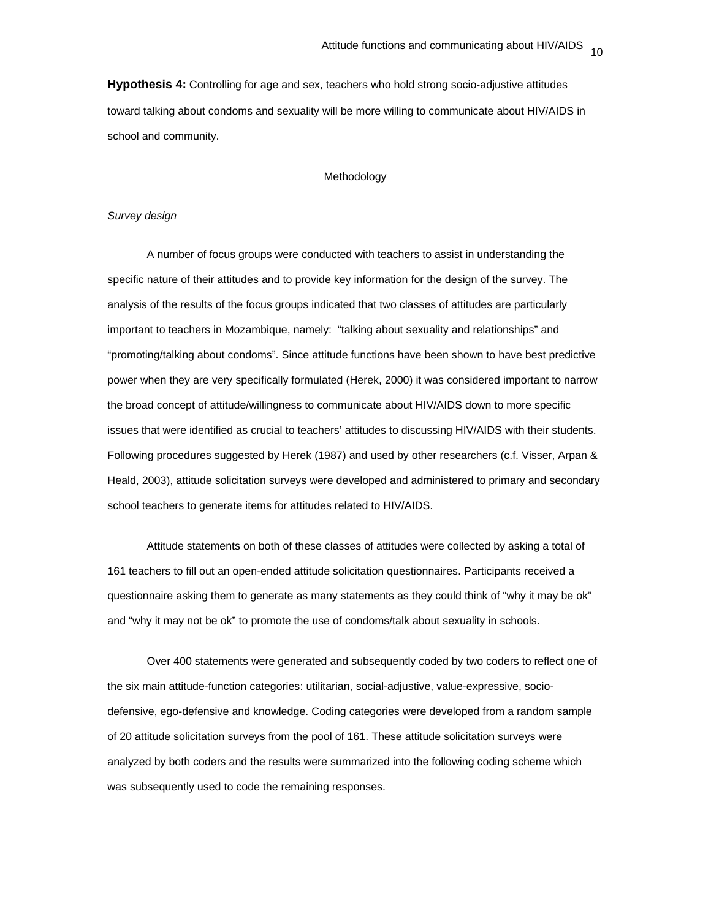**Hypothesis 4:** Controlling for age and sex, teachers who hold strong socio-adjustive attitudes toward talking about condoms and sexuality will be more willing to communicate about HIV/AIDS in school and community.

## Methodology

*Survey design*

A number of focus groups were conducted with teachers to assist in understanding the specific nature of their attitudes and to provide key information for the design of the survey. The analysis of the results of the focus groups indicated that two classes of attitudes are particularly important to teachers in Mozambique, namely: "talking about sexuality and relationships" and "promoting/talking about condoms". Since attitude functions have been shown to have best predictive power when they are very specifically formulated (Herek, 2000) it was considered important to narrow the broad concept of attitude/willingness to communicate about HIV/AIDS down to more specific issues that were identified as crucial to teachers' attitudes to discussing HIV/AIDS with their students. Following procedures suggested by Herek (1987) and used by other researchers (c.f. Visser, Arpan & Heald, 2003), attitude solicitation surveys were developed and administered to primary and secondary school teachers to generate items for attitudes related to HIV/AIDS.

Attitude statements on both of these classes of attitudes were collected by asking a total of 161 teachers to fill out an open-ended attitude solicitation questionnaires. Participants received a questionnaire asking them to generate as many statements as they could think of "why it may be ok" and "why it may not be ok" to promote the use of condoms/talk about sexuality in schools.

Over 400 statements were generated and subsequently coded by two coders to reflect one of the six main attitude-function categories: utilitarian, social-adjustive, value-expressive, socio-defensive, ego-defensive and knowledge. Coding categories were developed from a random sample of 20 attitude solicitation surveys from the pool of 161. These attitude solicitation surveys were analyzed by both coders and the results were summarized into the following coding scheme which was subsequently used to code the remaining responses.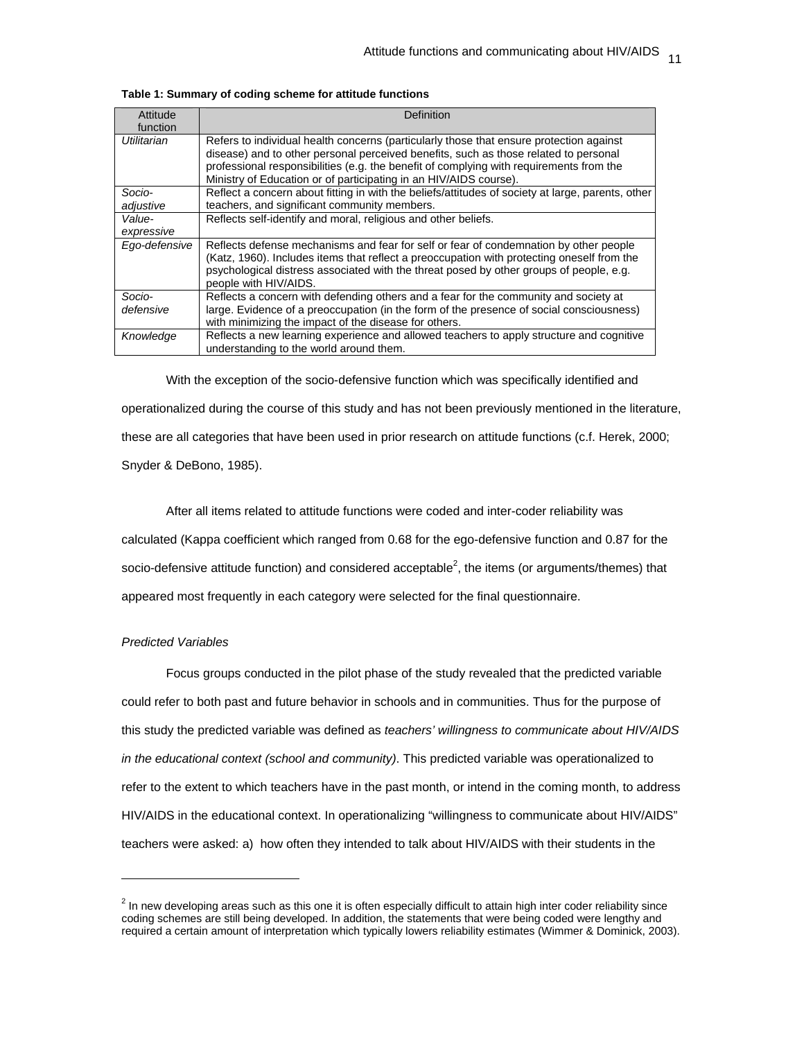**Table 1: Summary of coding scheme for attitude functions**

| Attitude function | Definition |
|---|---|
| *Utilitarian* | Refers to individual health concerns (particularly those that ensure protection against disease) and to other personal perceived benefits, such as those related to personal professional responsibilities (e.g. the benefit of complying with requirements from the Ministry of Education or of participating in an HIV/AIDS course). |
| *Socio-adjustive* | Reflect a concern about fitting in with the beliefs/attitudes of society at large, parents, other teachers, and significant community members. |
| *Value-expressive* | Reflects self-identify and moral, religious and other beliefs. |
| *Ego-defensive* | Reflects defense mechanisms and fear for self or fear of condemnation by other people (Katz, 1960). Includes items that reflect a preoccupation with protecting oneself from the psychological distress associated with the threat posed by other groups of people, e.g. people with HIV/AIDS. |
| *Socio-defensive* | Reflects a concern with defending others and a fear for the community and society at large. Evidence of a preoccupation (in the form of the presence of social consciousness) with minimizing the impact of the disease for others. |
| *Knowledge* | Reflects a new learning experience and allowed teachers to apply structure and cognitive understanding to the world around them. |

With the exception of the socio-defensive function which was specifically identified and operationalized during the course of this study and has not been previously mentioned in the literature, these are all categories that have been used in prior research on attitude functions (c.f. Herek, 2000; Snyder & DeBono, 1985).

After all items related to attitude functions were coded and inter-coder reliability was calculated (Kappa coefficient which ranged from 0.68 for the ego-defensive function and 0.87 for the socio-defensive attitude function) and considered acceptable[2], the items (or arguments/themes) that appeared most frequently in each category were selected for the final questionnaire.

*Predicted Variables*

Focus groups conducted in the pilot phase of the study revealed that the predicted variable could refer to both past and future behavior in schools and in communities. Thus for the purpose of this study the predicted variable was defined as *teachers' willingness to communicate about HIV/AIDS in the educational context (school and community)*. This predicted variable was operationalized to refer to the extent to which teachers have in the past month, or intend in the coming month, to address HIV/AIDS in the educational context. In operationalizing "willingness to communicate about HIV/AIDS" teachers were asked: a) how often they intended to talk about HIV/AIDS with their students in the

---

[2] In new developing areas such as this one it is often especially difficult to attain high inter coder reliability since coding schemes are still being developed. In addition, the statements that were being coded were lengthy and required a certain amount of interpretation which typically lowers reliability estimates (Wimmer & Dominick, 2003).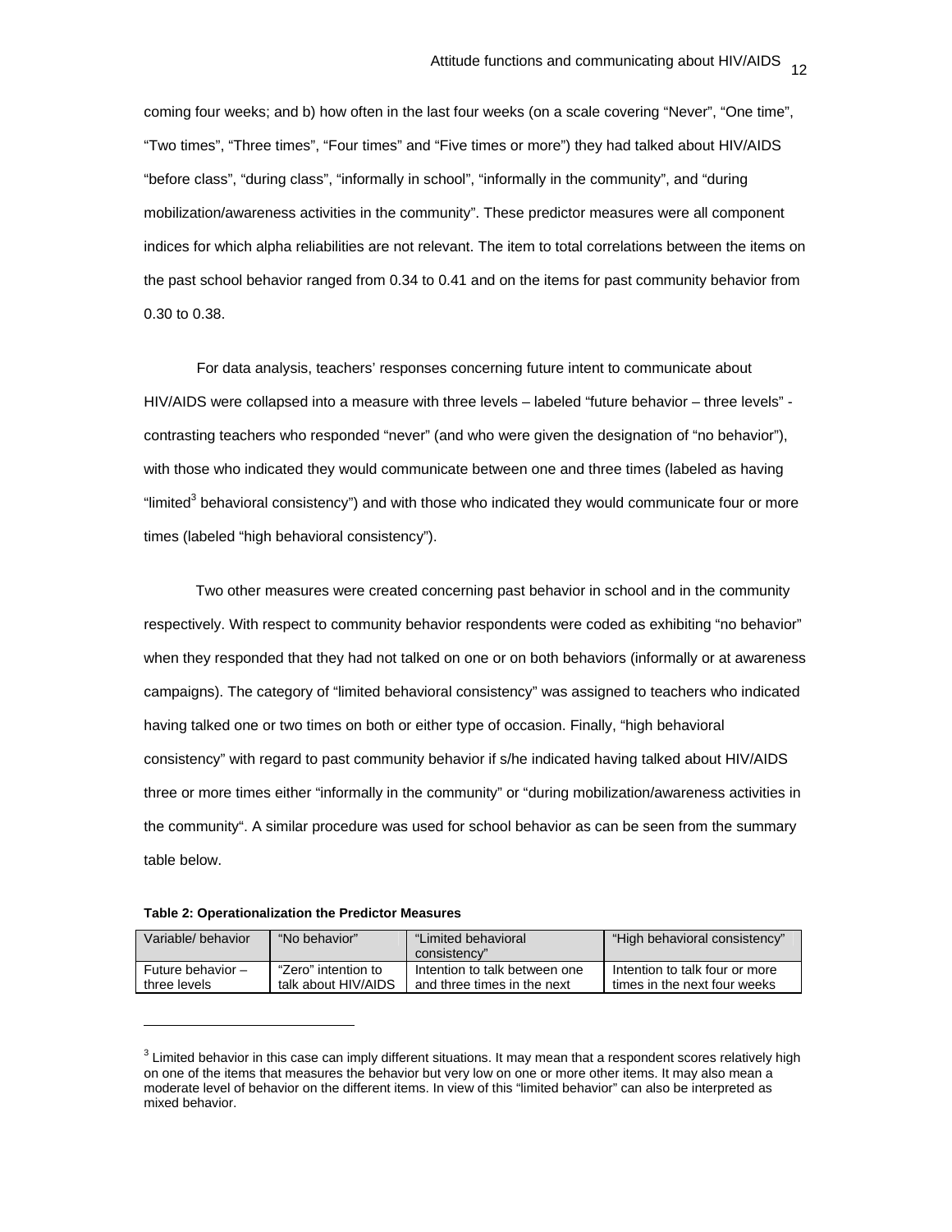coming four weeks; and b) how often in the last four weeks (on a scale covering "Never", "One time", "Two times", "Three times", "Four times" and "Five times or more") they had talked about HIV/AIDS "before class", "during class", "informally in school", "informally in the community", and "during mobilization/awareness activities in the community". These predictor measures were all component indices for which alpha reliabilities are not relevant. The item to total correlations between the items on the past school behavior ranged from 0.34 to 0.41 and on the items for past community behavior from 0.30 to 0.38.

For data analysis, teachers' responses concerning future intent to communicate about HIV/AIDS were collapsed into a measure with three levels – labeled "future behavior – three levels" - contrasting teachers who responded "never" (and who were given the designation of "no behavior"), with those who indicated they would communicate between one and three times (labeled as having "limited[3] behavioral consistency") and with those who indicated they would communicate four or more times (labeled "high behavioral consistency").

Two other measures were created concerning past behavior in school and in the community respectively. With respect to community behavior respondents were coded as exhibiting "no behavior" when they responded that they had not talked on one or on both behaviors (informally or at awareness campaigns). The category of "limited behavioral consistency" was assigned to teachers who indicated having talked one or two times on both or either type of occasion. Finally, "high behavioral consistency" with regard to past community behavior if s/he indicated having talked about HIV/AIDS three or more times either "informally in the community" or "during mobilization/awareness activities in the community". A similar procedure was used for school behavior as can be seen from the summary table below.

**Table 2: Operationalization the Predictor Measures**

| Variable/ behavior | "No behavior" | "Limited behavioral consistency" | "High behavioral consistency" |
|---|---|---|---|
| Future behavior – three levels | "Zero" intention to talk about HIV/AIDS | Intention to talk between one and three times in the next | Intention to talk four or more times in the next four weeks |

[3] Limited behavior in this case can imply different situations. It may mean that a respondent scores relatively high on one of the items that measures the behavior but very low on one or more other items. It may also mean a moderate level of behavior on the different items. In view of this "limited behavior" can also be interpreted as mixed behavior.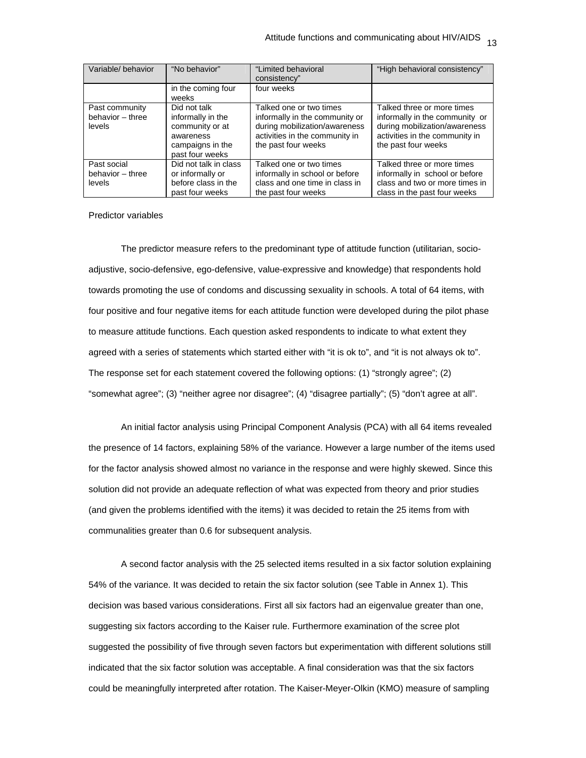| Variable/ behavior | "No behavior" | "Limited behavioral consistency" | "High behavioral consistency" |
|---|---|---|---|
| | in the coming four weeks | four weeks | |
| Past community behavior – three levels | Did not talk informally in the community or at awareness campaigns in the past four weeks | Talked one or two times informally in the community or during mobilization/awareness activities in the community in the past four weeks | Talked three or more times informally in the community or during mobilization/awareness activities in the community in the past four weeks |
| Past social behavior – three levels | Did not talk in class or informally or before class in the past four weeks | Talked one or two times informally in school or before class and one time in class in the past four weeks | Talked three or more times informally in school or before class and two or more times in class in the past four weeks |

Predictor variables

The predictor measure refers to the predominant type of attitude function (utilitarian, socio-adjustive, socio-defensive, ego-defensive, value-expressive and knowledge) that respondents hold towards promoting the use of condoms and discussing sexuality in schools. A total of 64 items, with four positive and four negative items for each attitude function were developed during the pilot phase to measure attitude functions. Each question asked respondents to indicate to what extent they agreed with a series of statements which started either with "it is ok to", and "it is not always ok to". The response set for each statement covered the following options: (1) "strongly agree"; (2) "somewhat agree"; (3) "neither agree nor disagree"; (4) "disagree partially"; (5) "don't agree at all".

An initial factor analysis using Principal Component Analysis (PCA) with all 64 items revealed the presence of 14 factors, explaining 58% of the variance. However a large number of the items used for the factor analysis showed almost no variance in the response and were highly skewed. Since this solution did not provide an adequate reflection of what was expected from theory and prior studies (and given the problems identified with the items) it was decided to retain the 25 items from with communalities greater than 0.6 for subsequent analysis.

A second factor analysis with the 25 selected items resulted in a six factor solution explaining 54% of the variance. It was decided to retain the six factor solution (see Table in Annex 1). This decision was based various considerations. First all six factors had an eigenvalue greater than one, suggesting six factors according to the Kaiser rule. Furthermore examination of the scree plot suggested the possibility of five through seven factors but experimentation with different solutions still indicated that the six factor solution was acceptable. A final consideration was that the six factors could be meaningfully interpreted after rotation. The Kaiser-Meyer-Olkin (KMO) measure of sampling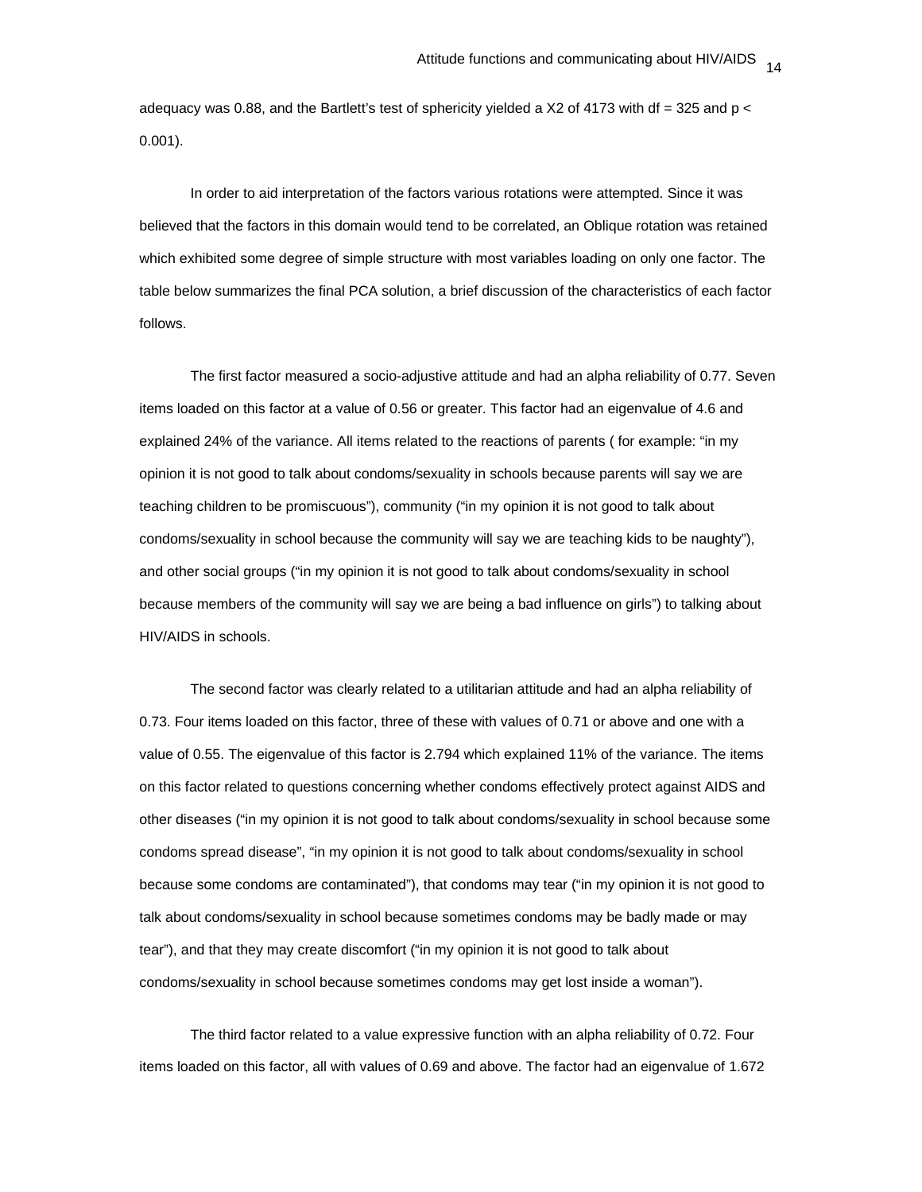adequacy was 0.88, and the Bartlett's test of sphericity yielded a $X2$ of 4173 with df = 325 and $p < 0.001$).

In order to aid interpretation of the factors various rotations were attempted. Since it was believed that the factors in this domain would tend to be correlated, an Oblique rotation was retained which exhibited some degree of simple structure with most variables loading on only one factor. The table below summarizes the final PCA solution, a brief discussion of the characteristics of each factor follows.

The first factor measured a socio-adjustive attitude and had an alpha reliability of 0.77. Seven items loaded on this factor at a value of 0.56 or greater. This factor had an eigenvalue of 4.6 and explained 24% of the variance. All items related to the reactions of parents ( for example: "in my opinion it is not good to talk about condoms/sexuality in schools because parents will say we are teaching children to be promiscuous"), community ("in my opinion it is not good to talk about condoms/sexuality in school because the community will say we are teaching kids to be naughty"), and other social groups ("in my opinion it is not good to talk about condoms/sexuality in school because members of the community will say we are being a bad influence on girls") to talking about HIV/AIDS in schools.

The second factor was clearly related to a utilitarian attitude and had an alpha reliability of 0.73. Four items loaded on this factor, three of these with values of 0.71 or above and one with a value of 0.55. The eigenvalue of this factor is 2.794 which explained 11% of the variance. The items on this factor related to questions concerning whether condoms effectively protect against AIDS and other diseases ("in my opinion it is not good to talk about condoms/sexuality in school because some condoms spread disease", "in my opinion it is not good to talk about condoms/sexuality in school because some condoms are contaminated"), that condoms may tear ("in my opinion it is not good to talk about condoms/sexuality in school because sometimes condoms may be badly made or may tear"), and that they may create discomfort ("in my opinion it is not good to talk about condoms/sexuality in school because sometimes condoms may get lost inside a woman").

The third factor related to a value expressive function with an alpha reliability of 0.72. Four items loaded on this factor, all with values of 0.69 and above. The factor had an eigenvalue of 1.672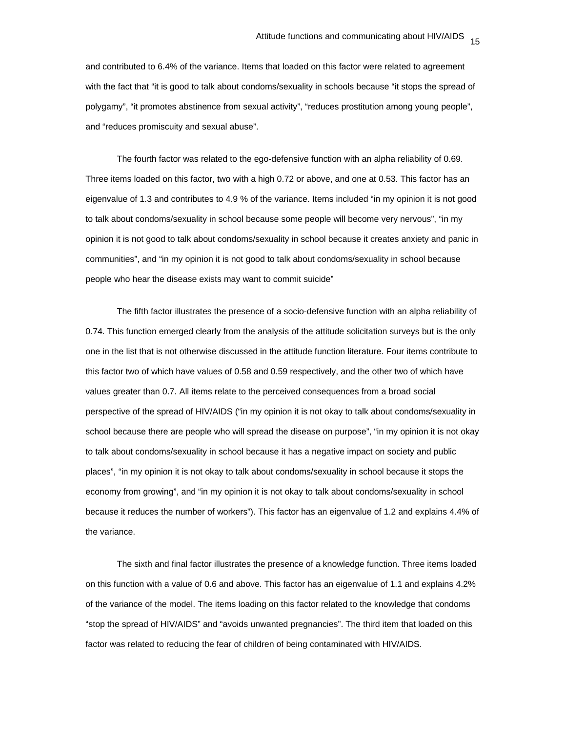and contributed to 6.4% of the variance. Items that loaded on this factor were related to agreement with the fact that “it is good to talk about condoms/sexuality in schools because “it stops the spread of polygamy”, “it promotes abstinence from sexual activity”, “reduces prostitution among young people”, and “reduces promiscuity and sexual abuse”.

The fourth factor was related to the ego-defensive function with an alpha reliability of 0.69. Three items loaded on this factor, two with a high 0.72 or above, and one at 0.53. This factor has an eigenvalue of 1.3 and contributes to 4.9 % of the variance. Items included “in my opinion it is not good to talk about condoms/sexuality in school because some people will become very nervous”, “in my opinion it is not good to talk about condoms/sexuality in school because it creates anxiety and panic in communities”, and “in my opinion it is not good to talk about condoms/sexuality in school because people who hear the disease exists may want to commit suicide”

The fifth factor illustrates the presence of a socio-defensive function with an alpha reliability of 0.74. This function emerged clearly from the analysis of the attitude solicitation surveys but is the only one in the list that is not otherwise discussed in the attitude function literature. Four items contribute to this factor two of which have values of 0.58 and 0.59 respectively, and the other two of which have values greater than 0.7. All items relate to the perceived consequences from a broad social perspective of the spread of HIV/AIDS (“in my opinion it is not okay to talk about condoms/sexuality in school because there are people who will spread the disease on purpose”, “in my opinion it is not okay to talk about condoms/sexuality in school because it has a negative impact on society and public places”, “in my opinion it is not okay to talk about condoms/sexuality in school because it stops the economy from growing”, and “in my opinion it is not okay to talk about condoms/sexuality in school because it reduces the number of workers”). This factor has an eigenvalue of 1.2 and explains 4.4% of the variance.

The sixth and final factor illustrates the presence of a knowledge function. Three items loaded on this function with a value of 0.6 and above. This factor has an eigenvalue of 1.1 and explains 4.2% of the variance of the model. The items loading on this factor related to the knowledge that condoms “stop the spread of HIV/AIDS” and “avoids unwanted pregnancies”. The third item that loaded on this factor was related to reducing the fear of children of being contaminated with HIV/AIDS.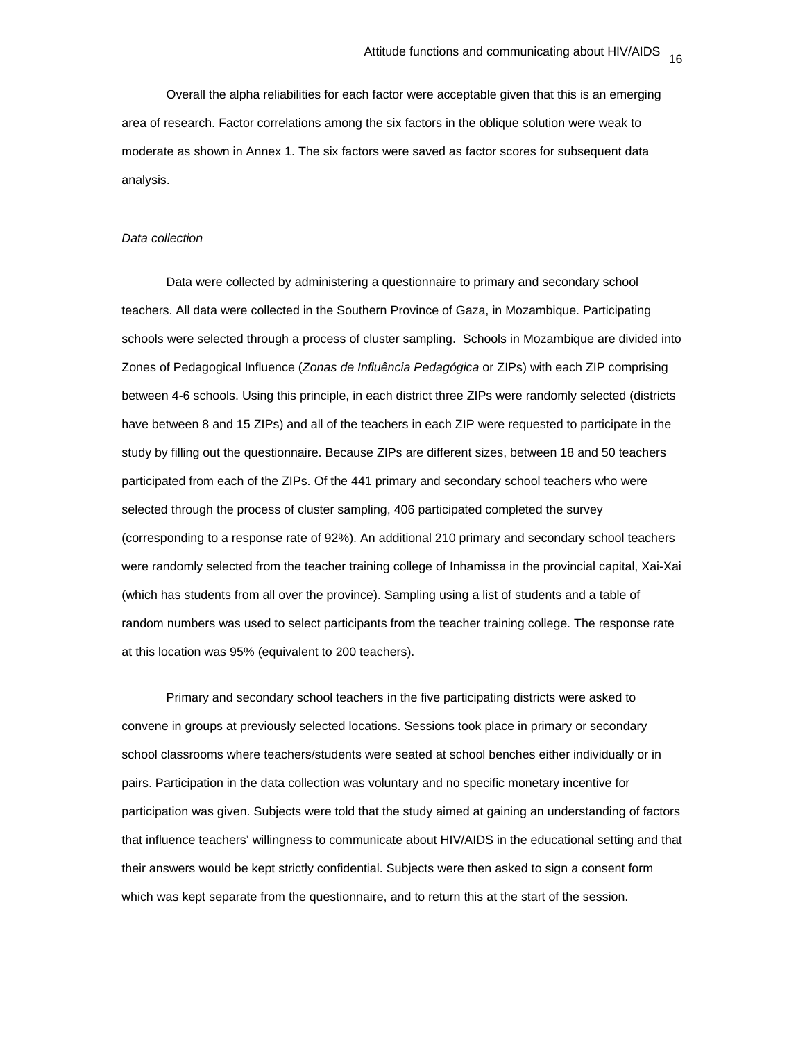Overall the alpha reliabilities for each factor were acceptable given that this is an emerging area of research. Factor correlations among the six factors in the oblique solution were weak to moderate as shown in Annex 1. The six factors were saved as factor scores for subsequent data analysis.

*Data collection*

Data were collected by administering a questionnaire to primary and secondary school teachers. All data were collected in the Southern Province of Gaza, in Mozambique. Participating schools were selected through a process of cluster sampling. Schools in Mozambique are divided into Zones of Pedagogical Influence (*Zonas de Influência Pedagógica* or ZIPs) with each ZIP comprising between 4-6 schools. Using this principle, in each district three ZIPs were randomly selected (districts have between 8 and 15 ZIPs) and all of the teachers in each ZIP were requested to participate in the study by filling out the questionnaire. Because ZIPs are different sizes, between 18 and 50 teachers participated from each of the ZIPs. Of the 441 primary and secondary school teachers who were selected through the process of cluster sampling, 406 participated completed the survey (corresponding to a response rate of 92%). An additional 210 primary and secondary school teachers were randomly selected from the teacher training college of Inhamissa in the provincial capital, Xai-Xai (which has students from all over the province). Sampling using a list of students and a table of random numbers was used to select participants from the teacher training college. The response rate at this location was 95% (equivalent to 200 teachers).

Primary and secondary school teachers in the five participating districts were asked to convene in groups at previously selected locations. Sessions took place in primary or secondary school classrooms where teachers/students were seated at school benches either individually or in pairs. Participation in the data collection was voluntary and no specific monetary incentive for participation was given. Subjects were told that the study aimed at gaining an understanding of factors that influence teachers' willingness to communicate about HIV/AIDS in the educational setting and that their answers would be kept strictly confidential. Subjects were then asked to sign a consent form which was kept separate from the questionnaire, and to return this at the start of the session.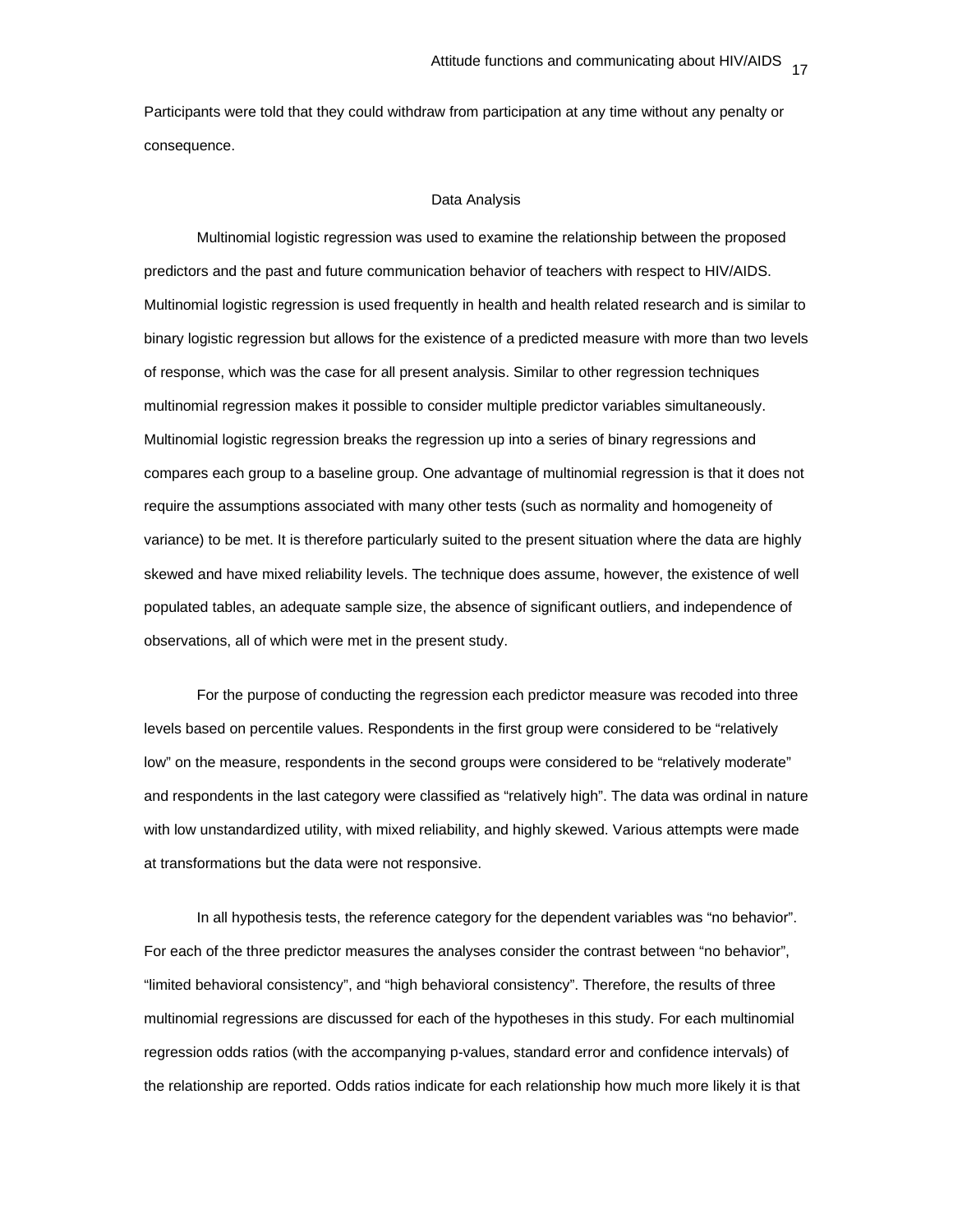Participants were told that they could withdraw from participation at any time without any penalty or consequence.

## Data Analysis

Multinomial logistic regression was used to examine the relationship between the proposed predictors and the past and future communication behavior of teachers with respect to HIV/AIDS. Multinomial logistic regression is used frequently in health and health related research and is similar to binary logistic regression but allows for the existence of a predicted measure with more than two levels of response, which was the case for all present analysis. Similar to other regression techniques multinomial regression makes it possible to consider multiple predictor variables simultaneously. Multinomial logistic regression breaks the regression up into a series of binary regressions and compares each group to a baseline group. One advantage of multinomial regression is that it does not require the assumptions associated with many other tests (such as normality and homogeneity of variance) to be met. It is therefore particularly suited to the present situation where the data are highly skewed and have mixed reliability levels. The technique does assume, however, the existence of well populated tables, an adequate sample size, the absence of significant outliers, and independence of observations, all of which were met in the present study.

For the purpose of conducting the regression each predictor measure was recoded into three levels based on percentile values. Respondents in the first group were considered to be "relatively low" on the measure, respondents in the second groups were considered to be "relatively moderate" and respondents in the last category were classified as "relatively high". The data was ordinal in nature with low unstandardized utility, with mixed reliability, and highly skewed. Various attempts were made at transformations but the data were not responsive.

In all hypothesis tests, the reference category for the dependent variables was "no behavior". For each of the three predictor measures the analyses consider the contrast between "no behavior", "limited behavioral consistency", and "high behavioral consistency". Therefore, the results of three multinomial regressions are discussed for each of the hypotheses in this study. For each multinomial regression odds ratios (with the accompanying p-values, standard error and confidence intervals) of the relationship are reported. Odds ratios indicate for each relationship how much more likely it is that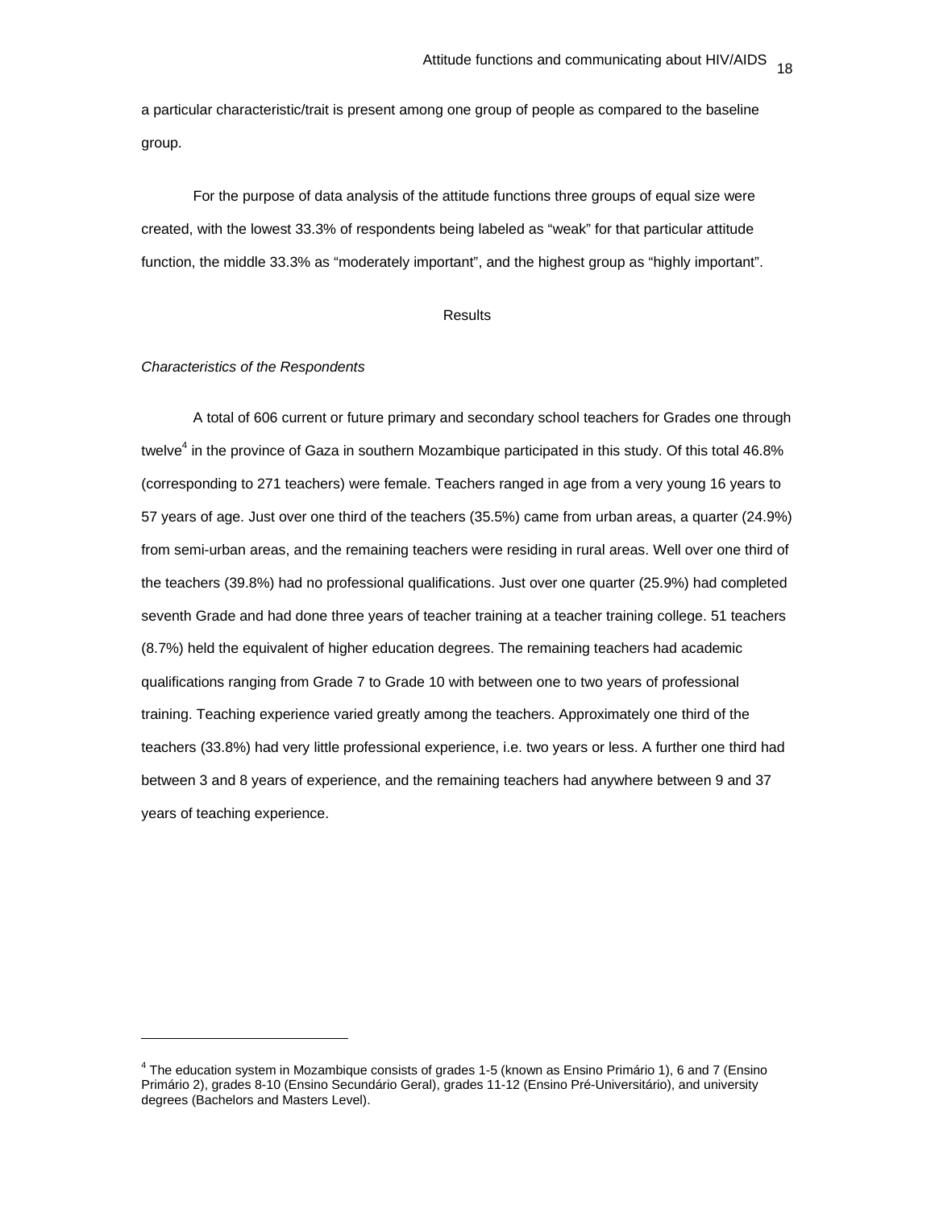a particular characteristic/trait is present among one group of people as compared to the baseline group.

For the purpose of data analysis of the attitude functions three groups of equal size were created, with the lowest 33.3% of respondents being labeled as “weak” for that particular attitude function, the middle 33.3% as “moderately important”, and the highest group as “highly important”.

## Results

### *Characteristics of the Respondents*

A total of 606 current or future primary and secondary school teachers for Grades one through twelve[4] in the province of Gaza in southern Mozambique participated in this study. Of this total 46.8% (corresponding to 271 teachers) were female. Teachers ranged in age from a very young 16 years to 57 years of age. Just over one third of the teachers (35.5%) came from urban areas, a quarter (24.9%) from semi-urban areas, and the remaining teachers were residing in rural areas. Well over one third of the teachers (39.8%) had no professional qualifications. Just over one quarter (25.9%) had completed seventh Grade and had done three years of teacher training at a teacher training college. 51 teachers (8.7%) held the equivalent of higher education degrees. The remaining teachers had academic qualifications ranging from Grade 7 to Grade 10 with between one to two years of professional training. Teaching experience varied greatly among the teachers. Approximately one third of the teachers (33.8%) had very little professional experience, i.e. two years or less. A further one third had between 3 and 8 years of experience, and the remaining teachers had anywhere between 9 and 37 years of teaching experience.

---

[4] The education system in Mozambique consists of grades 1-5 (known as Ensino Primário 1), 6 and 7 (Ensino Primário 2), grades 8-10 (Ensino Secundário Geral), grades 11-12 (Ensino Pré-Universitário), and university degrees (Bachelors and Masters Level).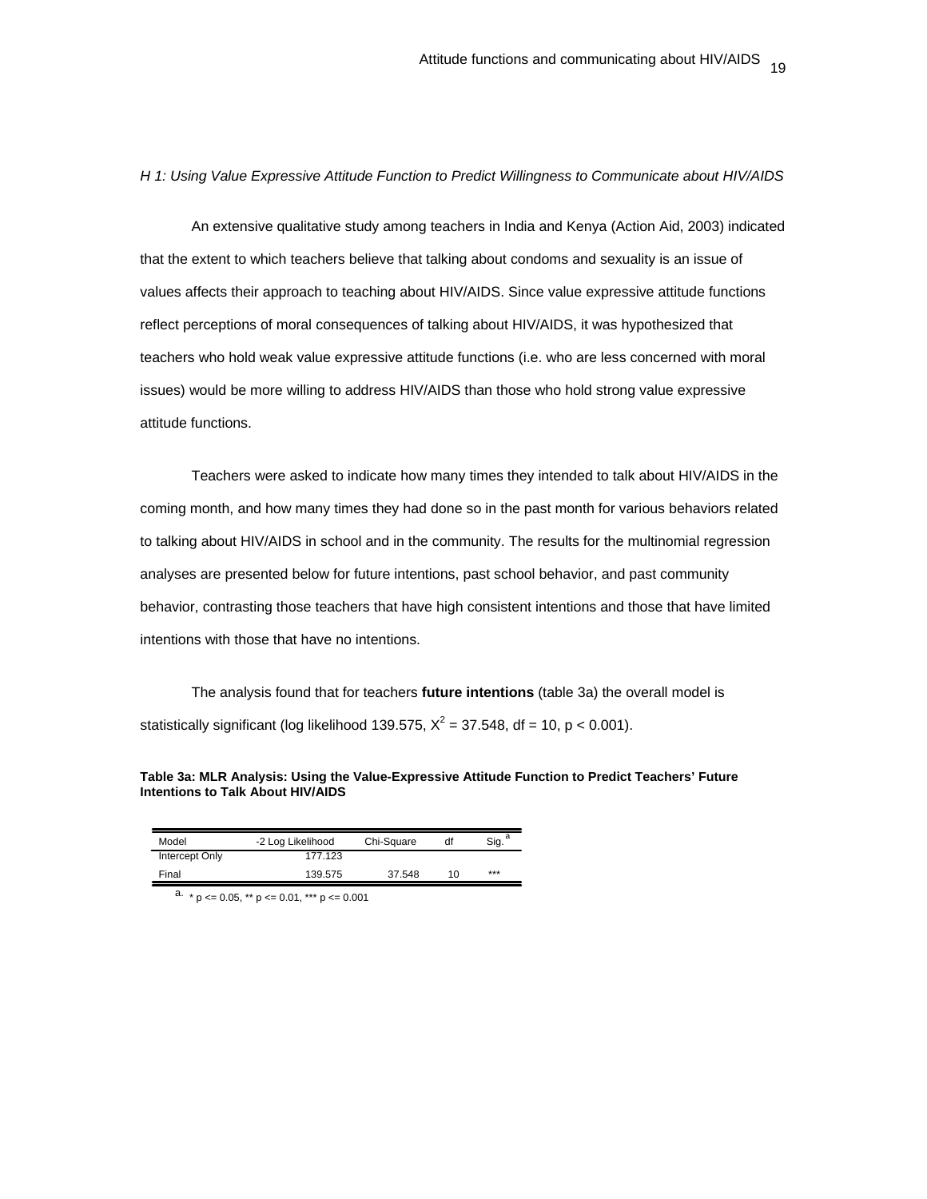*H 1: Using Value Expressive Attitude Function to Predict Willingness to Communicate about HIV/AIDS*

An extensive qualitative study among teachers in India and Kenya (Action Aid, 2003) indicated that the extent to which teachers believe that talking about condoms and sexuality is an issue of values affects their approach to teaching about HIV/AIDS. Since value expressive attitude functions reflect perceptions of moral consequences of talking about HIV/AIDS, it was hypothesized that teachers who hold weak value expressive attitude functions (i.e. who are less concerned with moral issues) would be more willing to address HIV/AIDS than those who hold strong value expressive attitude functions.

Teachers were asked to indicate how many times they intended to talk about HIV/AIDS in the coming month, and how many times they had done so in the past month for various behaviors related to talking about HIV/AIDS in school and in the community. The results for the multinomial regression analyses are presented below for future intentions, past school behavior, and past community behavior, contrasting those teachers that have high consistent intentions and those that have limited intentions with those that have no intentions.

The analysis found that for teachers **future intentions** (table 3a) the overall model is statistically significant (log likelihood 139.575, $X^2$ = 37.548, df = 10, $p < 0.001$).

**Table 3a: MLR Analysis: Using the Value-Expressive Attitude Function to Predict Teachers' Future Intentions to Talk About HIV/AIDS**

| Model | -2 Log Likelihood | Chi-Square | df | Sig. [a] |
|---|---|---|---|---|
| Intercept Only | 177.123 | | | |
| Final | 139.575 | 37.548 | 10 | *** |

a. * p <= 0.05, ** p <= 0.01, *** p <= 0.001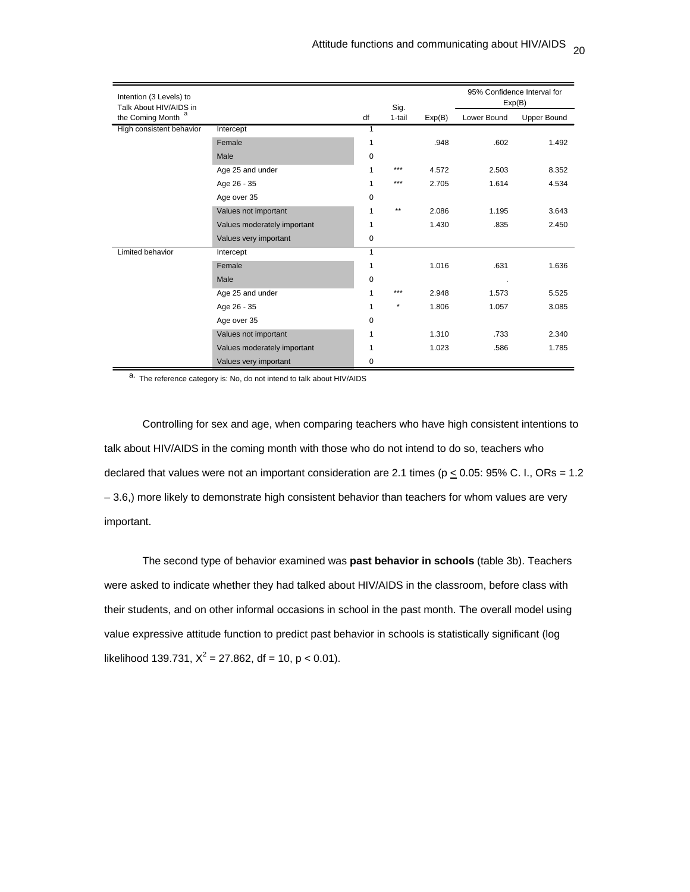| Intention (3 Levels) to Talk About HIV/AIDS in the Coming Month [a] | | df | Sig. 1-tail | Exp(B) | 95% Confidence Interval for Exp(B) | |
|---|---|---|---|---|---|---|
| | | | | | Lower Bound | Upper Bound |
| High consistent behavior | Intercept | 1 | | | | |
| | Female | 1 | | .948 | .602 | 1.492 |
| | Male | 0 | | | | |
| | Age 25 and under | 1 | *** | 4.572 | 2.503 | 8.352 |
| | Age 26 - 35 | 1 | *** | 2.705 | 1.614 | 4.534 |
| | Age over 35 | 0 | | | | |
| | Values not important | 1 | ** | 2.086 | 1.195 | 3.643 |
| | Values moderately important | 1 | | 1.430 | .835 | 2.450 |
| | Values very important | 0 | | | | |
| Limited behavior | Intercept | 1 | | | | |
| | Female | 1 | | 1.016 | .631 | 1.636 |
| | Male | 0 | | | . | |
| | Age 25 and under | 1 | *** | 2.948 | 1.573 | 5.525 |
| | Age 26 - 35 | 1 | * | 1.806 | 1.057 | 3.085 |
| | Age over 35 | 0 | | | | |
| | Values not important | 1 | | 1.310 | .733 | 2.340 |
| | Values moderately important | 1 | | 1.023 | .586 | 1.785 |
| | Values very important | 0 | | | | |

a. The reference category is: No, do not intend to talk about HIV/AIDS

Controlling for sex and age, when comparing teachers who have high consistent intentions to talk about HIV/AIDS in the coming month with those who do not intend to do so, teachers who declared that values were not an important consideration are 2.1 times ($p \leq 0.05$: 95% C. I., ORs = 1.2 – 3.6,) more likely to demonstrate high consistent behavior than teachers for whom values are very important.

The second type of behavior examined was **past behavior in schools** (table 3b). Teachers were asked to indicate whether they had talked about HIV/AIDS in the classroom, before class with their students, and on other informal occasions in school in the past month. The overall model using value expressive attitude function to predict past behavior in schools is statistically significant (log likelihood 139.731, $X^2 = 27.862$, df = 10, $p < 0.01$).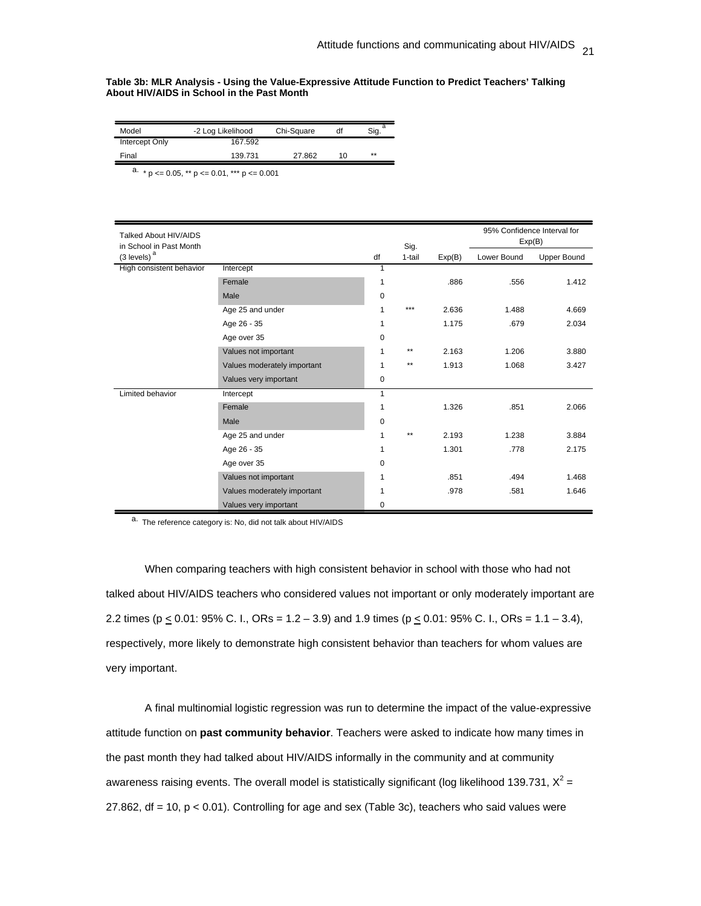**Table 3b: MLR Analysis - Using the Value-Expressive Attitude Function to Predict Teachers' Talking About HIV/AIDS in School in the Past Month**

| Model | -2 Log Likelihood | Chi-Square | df | Sig. [a] |
|---|---|---|---|---|
| Intercept Only | 167.592 | | | |
| Final | 139.731 | 27.862 | 10 | ** |

a. * p <= 0.05, ** p <= 0.01, *** p <= 0.001

| Talked About HIV/AIDS in School in Past Month (3 levels) [a] | | df | Sig. 1-tail | Exp(B) | 95% Confidence Interval for Exp(B) Lower Bound | Upper Bound |
|---|---|---|---|---|---|---|
| High consistent behavior | Intercept | 1 | | | | |
| | Female | 1 | | .886 | .556 | 1.412 |
| | Male | 0 | | | | |
| | Age 25 and under | 1 | *** | 2.636 | 1.488 | 4.669 |
| | Age 26 - 35 | 1 | | 1.175 | .679 | 2.034 |
| | Age over 35 | 0 | | | | |
| | Values not important | 1 | ** | 2.163 | 1.206 | 3.880 |
| | Values moderately important | 1 | ** | 1.913 | 1.068 | 3.427 |
| | Values very important | 0 | | | | |
| Limited behavior | Intercept | 1 | | | | |
| | Female | 1 | | 1.326 | .851 | 2.066 |
| | Male | 0 | | | | |
| | Age 25 and under | 1 | ** | 2.193 | 1.238 | 3.884 |
| | Age 26 - 35 | 1 | | 1.301 | .778 | 2.175 |
| | Age over 35 | 0 | | | | |
| | Values not important | 1 | | .851 | .494 | 1.468 |
| | Values moderately important | 1 | | .978 | .581 | 1.646 |
| | Values very important | 0 | | | | |

a. The reference category is: No, did not talk about HIV/AIDS

When comparing teachers with high consistent behavior in school with those who had not talked about HIV/AIDS teachers who considered values not important or only moderately important are 2.2 times ($p \leq 0.01$: 95% C. I., ORs = 1.2 – 3.9) and 1.9 times ($p \leq 0.01$: 95% C. I., ORs = 1.1 – 3.4), respectively, more likely to demonstrate high consistent behavior than teachers for whom values are very important.

A final multinomial logistic regression was run to determine the impact of the value-expressive attitude function on **past community behavior**. Teachers were asked to indicate how many times in the past month they had talked about HIV/AIDS informally in the community and at community awareness raising events. The overall model is statistically significant (log likelihood 139.731, $X^2$ = 27.862, df = 10, $p < 0.01$). Controlling for age and sex (Table 3c), teachers who said values were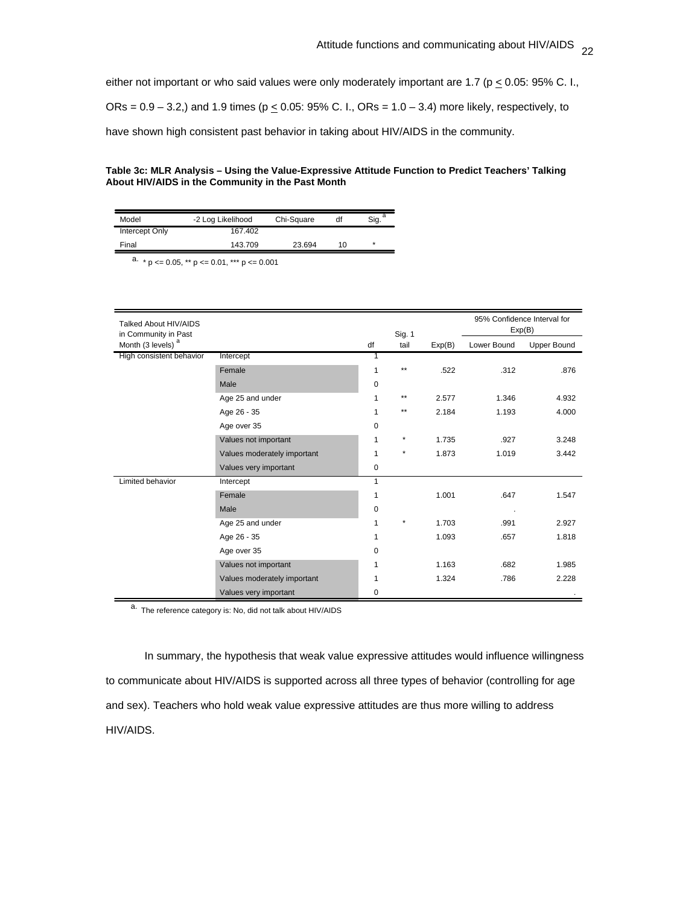either not important or who said values were only moderately important are 1.7 ($p \leq 0.05$: 95% C. I., ORs = 0.9 – 3.2,) and 1.9 times ($p \leq 0.05$: 95% C. I., ORs = 1.0 – 3.4) more likely, respectively, to have shown high consistent past behavior in taking about HIV/AIDS in the community.

**Table 3c: MLR Analysis – Using the Value-Expressive Attitude Function to Predict Teachers' Talking About HIV/AIDS in the Community in the Past Month**

| Model | -2 Log Likelihood | Chi-Square | df | Sig. [a] |
|---|---|---|---|---|
| Intercept Only | 167.402 | | | |
| Final | 143.709 | 23.694 | 10 | * |

a. * p <= 0.05, ** p <= 0.01, *** p <= 0.001

| Talked About HIV/AIDS in Community in Past Month (3 levels) [a] | | df | Sig. 1 tail | Exp(B) | 95% Confidence Interval for Exp(B) Lower Bound | Upper Bound |
|---|---|---|---|---|---|---|
| High consistent behavior | Intercept | 1 | | | | |
| | Female | 1 | ** | .522 | .312 | .876 |
| | Male | 0 | | | | |
| | Age 25 and under | 1 | ** | 2.577 | 1.346 | 4.932 |
| | Age 26 - 35 | 1 | ** | 2.184 | 1.193 | 4.000 |
| | Age over 35 | 0 | | | | |
| | Values not important | 1 | * | 1.735 | .927 | 3.248 |
| | Values moderately important | 1 | * | 1.873 | 1.019 | 3.442 |
| | Values very important | 0 | | | | |
| Limited behavior | Intercept | 1 | | | | |
| | Female | 1 | | 1.001 | .647 | 1.547 |
| | Male | 0 | | | . | |
| | Age 25 and under | 1 | * | 1.703 | .991 | 2.927 |
| | Age 26 - 35 | 1 | | 1.093 | .657 | 1.818 |
| | Age over 35 | 0 | | | | |
| | Values not important | 1 | | 1.163 | .682 | 1.985 |
| | Values moderately important | 1 | | 1.324 | .786 | 2.228 |
| | Values very important | 0 | | | | . |

a. The reference category is: No, did not talk about HIV/AIDS

In summary, the hypothesis that weak value expressive attitudes would influence willingness to communicate about HIV/AIDS is supported across all three types of behavior (controlling for age and sex). Teachers who hold weak value expressive attitudes are thus more willing to address HIV/AIDS.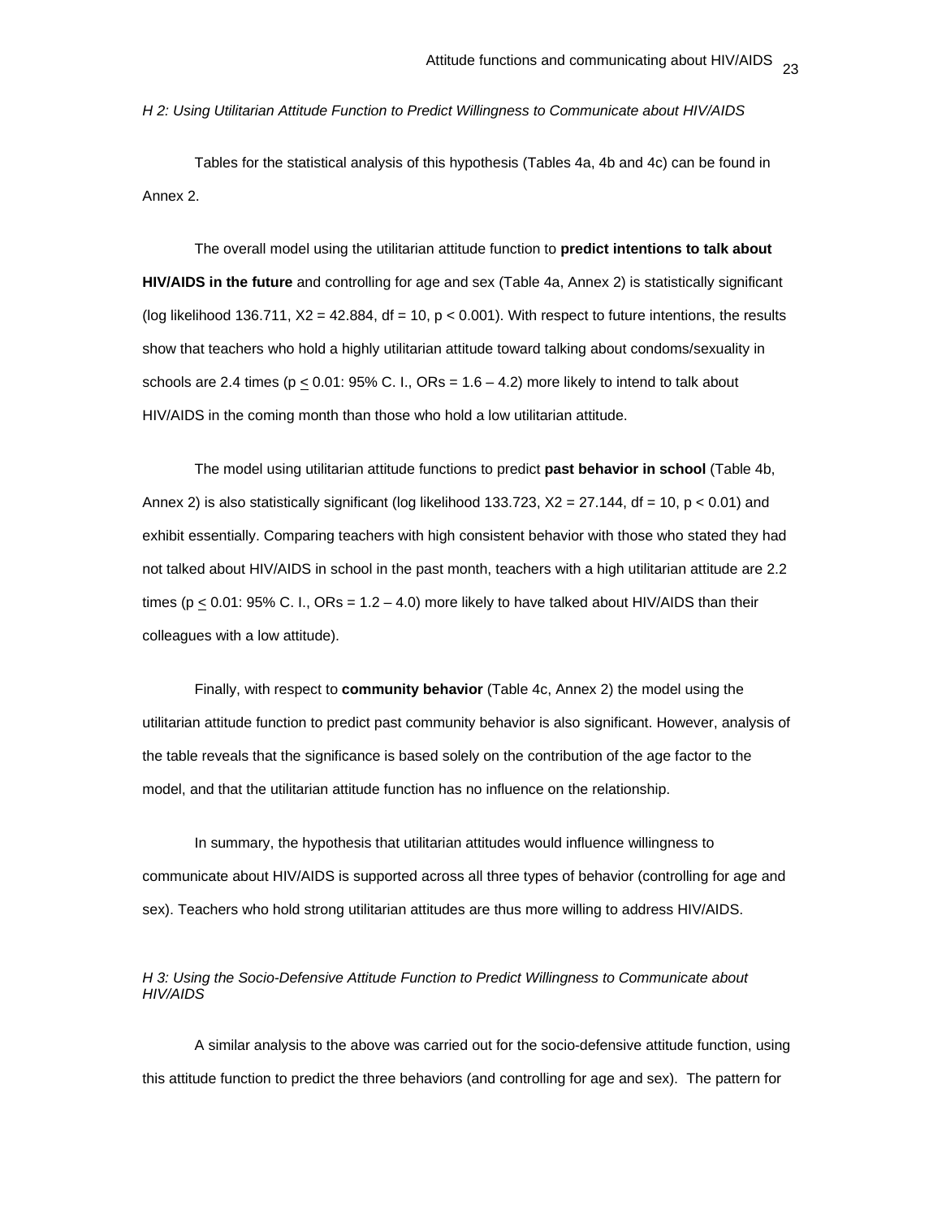*H 2: Using Utilitarian Attitude Function to Predict Willingness to Communicate about HIV/AIDS*

Tables for the statistical analysis of this hypothesis (Tables 4a, 4b and 4c) can be found in Annex 2.

The overall model using the utilitarian attitude function to **predict intentions to talk about HIV/AIDS in the future** and controlling for age and sex (Table 4a, Annex 2) is statistically significant (log likelihood 136.711, $X2 = 42.884$, $df = 10$, $p < 0.001$). With respect to future intentions, the results show that teachers who hold a highly utilitarian attitude toward talking about condoms/sexuality in schools are 2.4 times ($p \leq 0.01$: 95% C. I., ORs = 1.6 – 4.2) more likely to intend to talk about HIV/AIDS in the coming month than those who hold a low utilitarian attitude.

The model using utilitarian attitude functions to predict **past behavior in school** (Table 4b, Annex 2) is also statistically significant (log likelihood 133.723, $X2 = 27.144$, $df = 10$, $p < 0.01$) and exhibit essentially. Comparing teachers with high consistent behavior with those who stated they had not talked about HIV/AIDS in school in the past month, teachers with a high utilitarian attitude are 2.2 times ($p \leq 0.01$: 95% C. I., ORs = 1.2 – 4.0) more likely to have talked about HIV/AIDS than their colleagues with a low attitude).

Finally, with respect to **community behavior** (Table 4c, Annex 2) the model using the utilitarian attitude function to predict past community behavior is also significant. However, analysis of the table reveals that the significance is based solely on the contribution of the age factor to the model, and that the utilitarian attitude function has no influence on the relationship.

In summary, the hypothesis that utilitarian attitudes would influence willingness to communicate about HIV/AIDS is supported across all three types of behavior (controlling for age and sex). Teachers who hold strong utilitarian attitudes are thus more willing to address HIV/AIDS.

*H 3: Using the Socio-Defensive Attitude Function to Predict Willingness to Communicate about HIV/AIDS*

A similar analysis to the above was carried out for the socio-defensive attitude function, using this attitude function to predict the three behaviors (and controlling for age and sex). The pattern for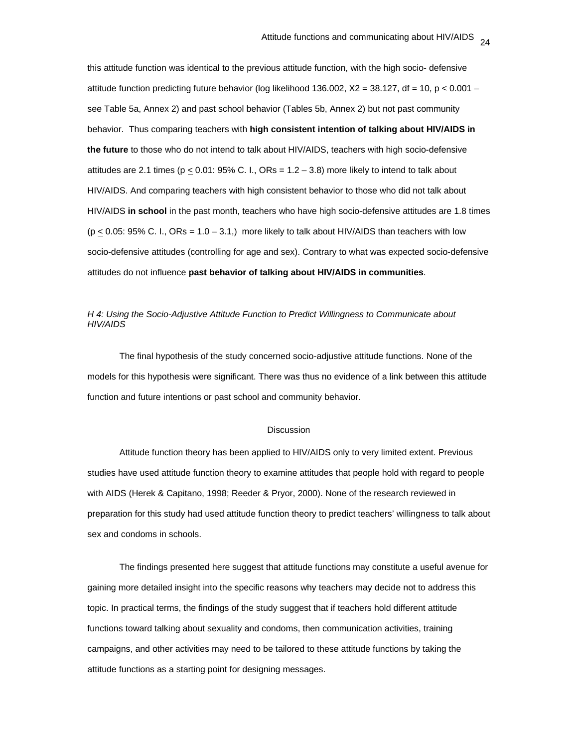this attitude function was identical to the previous attitude function, with the high socio- defensive attitude function predicting future behavior (log likelihood 136.002, $X2 = 38.127$, df = 10, $p < 0.001$ – see Table 5a, Annex 2) and past school behavior (Tables 5b, Annex 2) but not past community behavior. Thus comparing teachers with **high consistent intention of talking about HIV/AIDS in the future** to those who do not intend to talk about HIV/AIDS, teachers with high socio-defensive attitudes are 2.1 times ($p \leq 0.01$: 95% C. I., ORs = 1.2 – 3.8) more likely to intend to talk about HIV/AIDS. And comparing teachers with high consistent behavior to those who did not talk about HIV/AIDS **in school** in the past month, teachers who have high socio-defensive attitudes are 1.8 times ($p \leq 0.05$: 95% C. I., ORs = 1.0 – 3.1,) more likely to talk about HIV/AIDS than teachers with low socio-defensive attitudes (controlling for age and sex). Contrary to what was expected socio-defensive attitudes do not influence **past behavior of talking about HIV/AIDS in communities**.

*H 4: Using the Socio-Adjustive Attitude Function to Predict Willingness to Communicate about HIV/AIDS*

The final hypothesis of the study concerned socio-adjustive attitude functions. None of the models for this hypothesis were significant. There was thus no evidence of a link between this attitude function and future intentions or past school and community behavior.

## Discussion

Attitude function theory has been applied to HIV/AIDS only to very limited extent. Previous studies have used attitude function theory to examine attitudes that people hold with regard to people with AIDS (Herek & Capitano, 1998; Reeder & Pryor, 2000). None of the research reviewed in preparation for this study had used attitude function theory to predict teachers' willingness to talk about sex and condoms in schools.

The findings presented here suggest that attitude functions may constitute a useful avenue for gaining more detailed insight into the specific reasons why teachers may decide not to address this topic. In practical terms, the findings of the study suggest that if teachers hold different attitude functions toward talking about sexuality and condoms, then communication activities, training campaigns, and other activities may need to be tailored to these attitude functions by taking the attitude functions as a starting point for designing messages.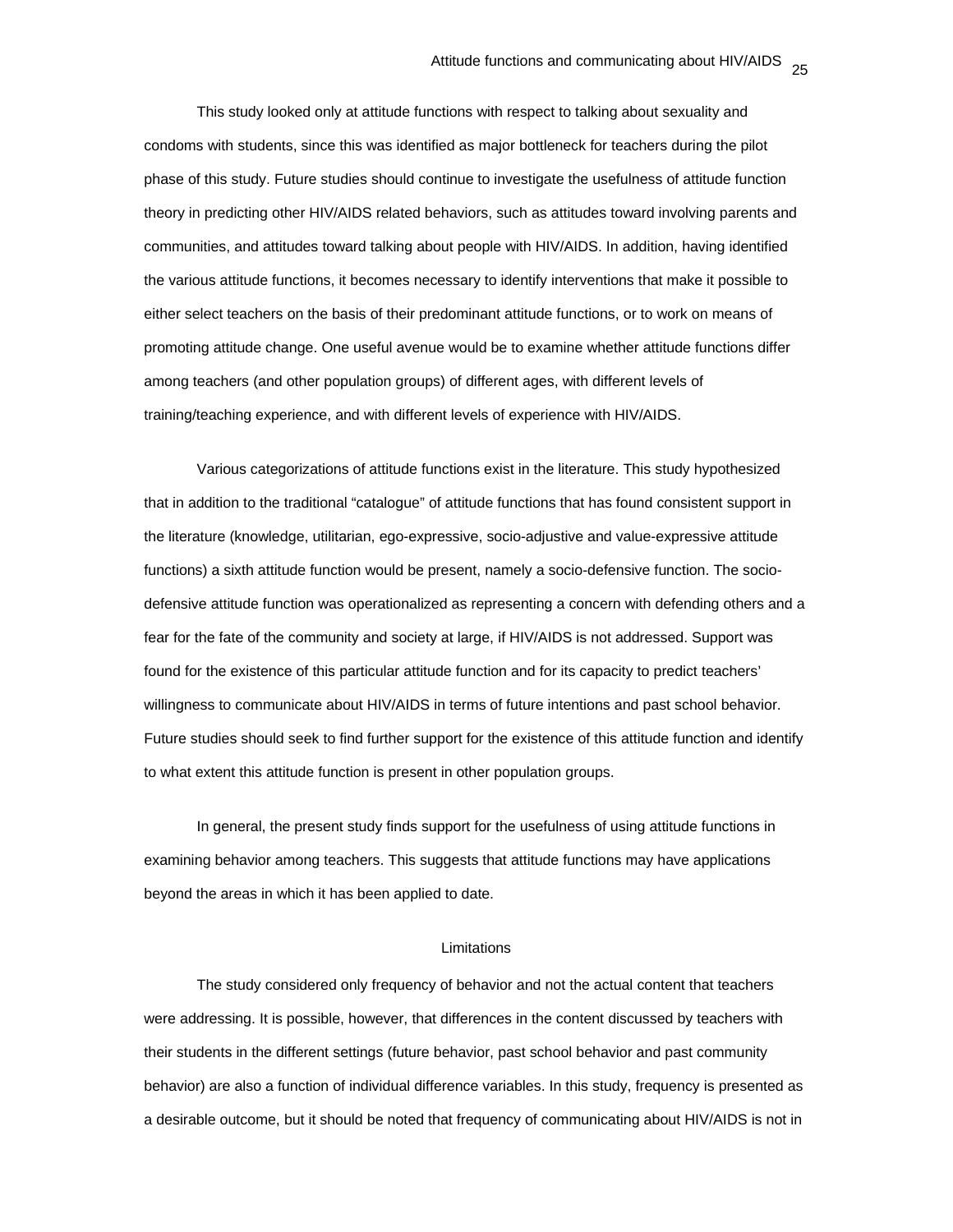This study looked only at attitude functions with respect to talking about sexuality and condoms with students, since this was identified as major bottleneck for teachers during the pilot phase of this study. Future studies should continue to investigate the usefulness of attitude function theory in predicting other HIV/AIDS related behaviors, such as attitudes toward involving parents and communities, and attitudes toward talking about people with HIV/AIDS. In addition, having identified the various attitude functions, it becomes necessary to identify interventions that make it possible to either select teachers on the basis of their predominant attitude functions, or to work on means of promoting attitude change. One useful avenue would be to examine whether attitude functions differ among teachers (and other population groups) of different ages, with different levels of training/teaching experience, and with different levels of experience with HIV/AIDS.

Various categorizations of attitude functions exist in the literature. This study hypothesized that in addition to the traditional "catalogue" of attitude functions that has found consistent support in the literature (knowledge, utilitarian, ego-expressive, socio-adjustive and value-expressive attitude functions) a sixth attitude function would be present, namely a socio-defensive function. The socio-defensive attitude function was operationalized as representing a concern with defending others and a fear for the fate of the community and society at large, if HIV/AIDS is not addressed. Support was found for the existence of this particular attitude function and for its capacity to predict teachers' willingness to communicate about HIV/AIDS in terms of future intentions and past school behavior. Future studies should seek to find further support for the existence of this attitude function and identify to what extent this attitude function is present in other population groups.

In general, the present study finds support for the usefulness of using attitude functions in examining behavior among teachers. This suggests that attitude functions may have applications beyond the areas in which it has been applied to date.

## Limitations

The study considered only frequency of behavior and not the actual content that teachers were addressing. It is possible, however, that differences in the content discussed by teachers with their students in the different settings (future behavior, past school behavior and past community behavior) are also a function of individual difference variables. In this study, frequency is presented as a desirable outcome, but it should be noted that frequency of communicating about HIV/AIDS is not in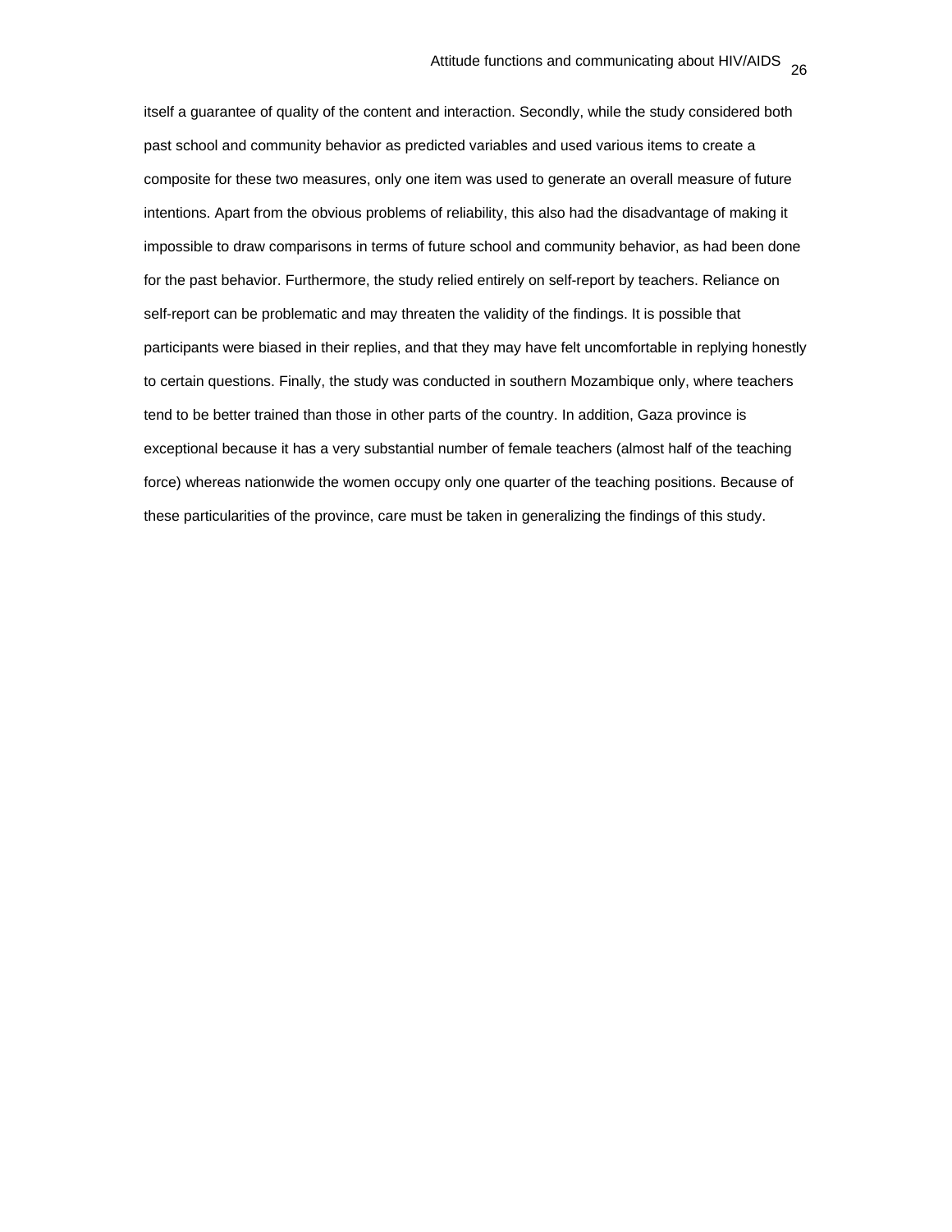itself a guarantee of quality of the content and interaction. Secondly, while the study considered both past school and community behavior as predicted variables and used various items to create a composite for these two measures, only one item was used to generate an overall measure of future intentions. Apart from the obvious problems of reliability, this also had the disadvantage of making it impossible to draw comparisons in terms of future school and community behavior, as had been done for the past behavior. Furthermore, the study relied entirely on self-report by teachers. Reliance on self-report can be problematic and may threaten the validity of the findings. It is possible that participants were biased in their replies, and that they may have felt uncomfortable in replying honestly to certain questions. Finally, the study was conducted in southern Mozambique only, where teachers tend to be better trained than those in other parts of the country. In addition, Gaza province is exceptional because it has a very substantial number of female teachers (almost half of the teaching force) whereas nationwide the women occupy only one quarter of the teaching positions. Because of these particularities of the province, care must be taken in generalizing the findings of this study.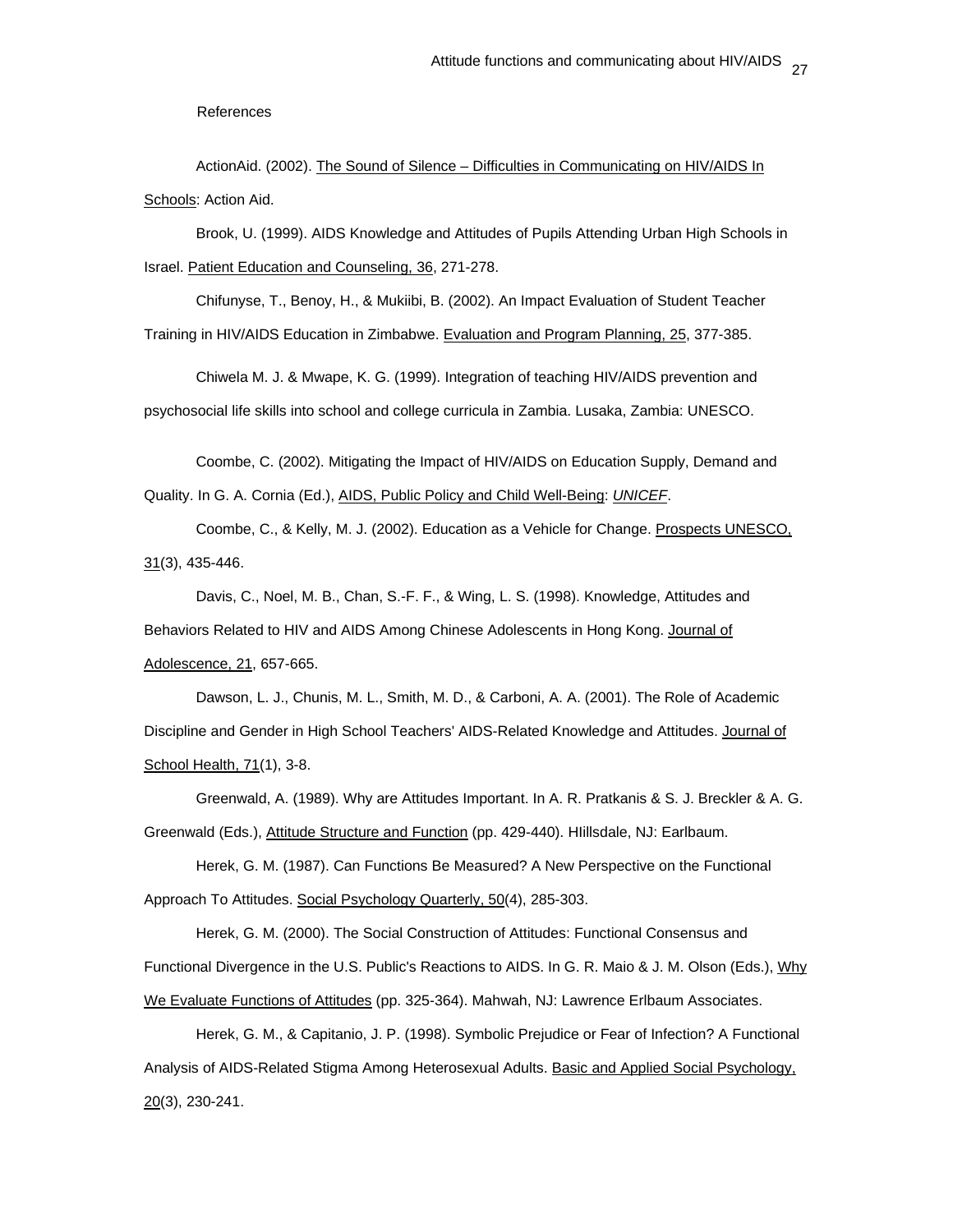References

ActionAid. (2002). The Sound of Silence – Difficulties in Communicating on HIV/AIDS In Schools: Action Aid.

Brook, U. (1999). AIDS Knowledge and Attitudes of Pupils Attending Urban High Schools in Israel. Patient Education and Counseling, 36, 271-278.

Chifunyse, T., Benoy, H., & Mukiibi, B. (2002). An Impact Evaluation of Student Teacher Training in HIV/AIDS Education in Zimbabwe. Evaluation and Program Planning, 25, 377-385.

Chiwela M. J. & Mwape, K. G. (1999). Integration of teaching HIV/AIDS prevention and psychosocial life skills into school and college curricula in Zambia. Lusaka, Zambia: UNESCO.

Coombe, C. (2002). Mitigating the Impact of HIV/AIDS on Education Supply, Demand and Quality. In G. A. Cornia (Ed.), AIDS, Public Policy and Child Well-Being: *UNICEF*.

Coombe, C., & Kelly, M. J. (2002). Education as a Vehicle for Change. Prospects UNESCO, 31(3), 435-446.

Davis, C., Noel, M. B., Chan, S.-F. F., & Wing, L. S. (1998). Knowledge, Attitudes and Behaviors Related to HIV and AIDS Among Chinese Adolescents in Hong Kong. Journal of Adolescence, 21, 657-665.

Dawson, L. J., Chunis, M. L., Smith, M. D., & Carboni, A. A. (2001). The Role of Academic Discipline and Gender in High School Teachers' AIDS-Related Knowledge and Attitudes. Journal of School Health, 71(1), 3-8.

Greenwald, A. (1989). Why are Attitudes Important. In A. R. Pratkanis & S. J. Breckler & A. G. Greenwald (Eds.), Attitude Structure and Function (pp. 429-440). HIillsdale, NJ: Earlbaum.

Herek, G. M. (1987). Can Functions Be Measured? A New Perspective on the Functional Approach To Attitudes. Social Psychology Quarterly, 50(4), 285-303.

Herek, G. M. (2000). The Social Construction of Attitudes: Functional Consensus and Functional Divergence in the U.S. Public's Reactions to AIDS. In G. R. Maio & J. M. Olson (Eds.), Why We Evaluate Functions of Attitudes (pp. 325-364). Mahwah, NJ: Lawrence Erlbaum Associates.

Herek, G. M., & Capitanio, J. P. (1998). Symbolic Prejudice or Fear of Infection? A Functional Analysis of AIDS-Related Stigma Among Heterosexual Adults. Basic and Applied Social Psychology, 20(3), 230-241.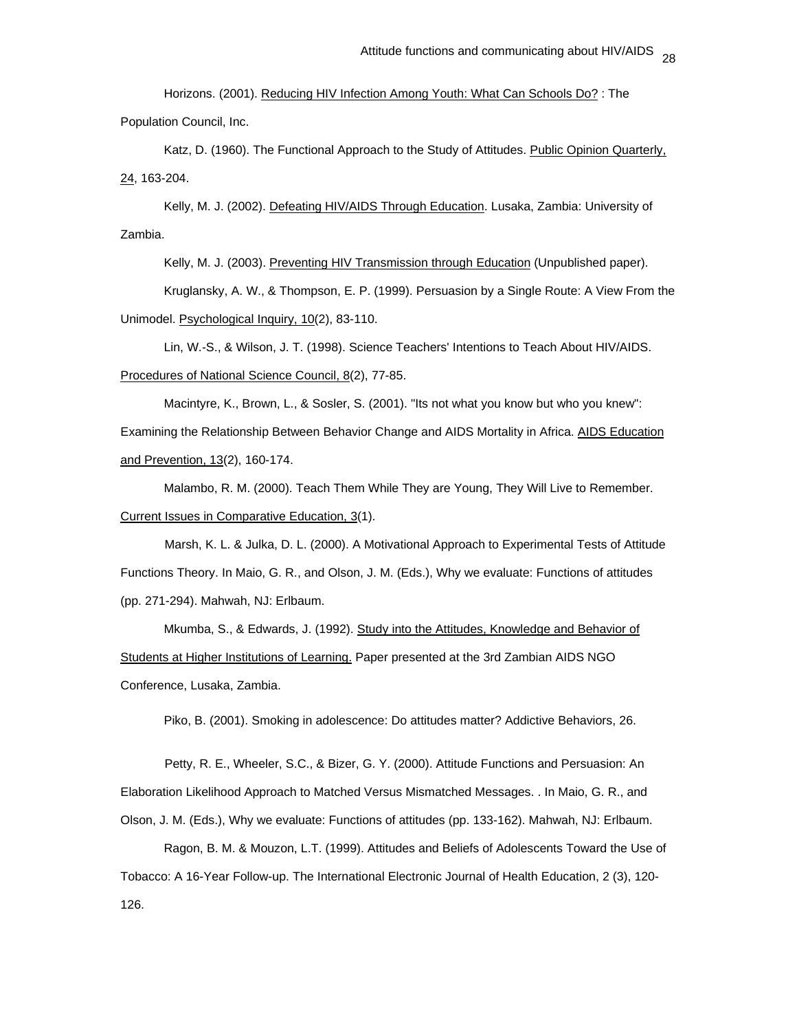Horizons. (2001). Reducing HIV Infection Among Youth: What Can Schools Do? : The Population Council, Inc.

Katz, D. (1960). The Functional Approach to the Study of Attitudes. Public Opinion Quarterly, 24, 163-204.

Kelly, M. J. (2002). Defeating HIV/AIDS Through Education. Lusaka, Zambia: University of Zambia.

Kelly, M. J. (2003). Preventing HIV Transmission through Education (Unpublished paper).

Kruglansky, A. W., & Thompson, E. P. (1999). Persuasion by a Single Route: A View From the Unimodel. Psychological Inquiry, 10(2), 83-110.

Lin, W.-S., & Wilson, J. T. (1998). Science Teachers' Intentions to Teach About HIV/AIDS. Procedures of National Science Council, 8(2), 77-85.

Macintyre, K., Brown, L., & Sosler, S. (2001). "Its not what you know but who you knew": Examining the Relationship Between Behavior Change and AIDS Mortality in Africa. AIDS Education and Prevention, 13(2), 160-174.

Malambo, R. M. (2000). Teach Them While They are Young, They Will Live to Remember. Current Issues in Comparative Education, 3(1).

Marsh, K. L. & Julka, D. L. (2000). A Motivational Approach to Experimental Tests of Attitude Functions Theory. In Maio, G. R., and Olson, J. M. (Eds.), Why we evaluate: Functions of attitudes (pp. 271-294). Mahwah, NJ: Erlbaum.

Mkumba, S., & Edwards, J. (1992). Study into the Attitudes, Knowledge and Behavior of Students at Higher Institutions of Learning. Paper presented at the 3rd Zambian AIDS NGO Conference, Lusaka, Zambia.

Piko, B. (2001). Smoking in adolescence: Do attitudes matter? Addictive Behaviors, 26.

Petty, R. E., Wheeler, S.C., & Bizer, G. Y. (2000). Attitude Functions and Persuasion: An Elaboration Likelihood Approach to Matched Versus Mismatched Messages. . In Maio, G. R., and Olson, J. M. (Eds.), Why we evaluate: Functions of attitudes (pp. 133-162). Mahwah, NJ: Erlbaum.

Ragon, B. M. & Mouzon, L.T. (1999). Attitudes and Beliefs of Adolescents Toward the Use of Tobacco: A 16-Year Follow-up. The International Electronic Journal of Health Education, 2 (3), 120-126.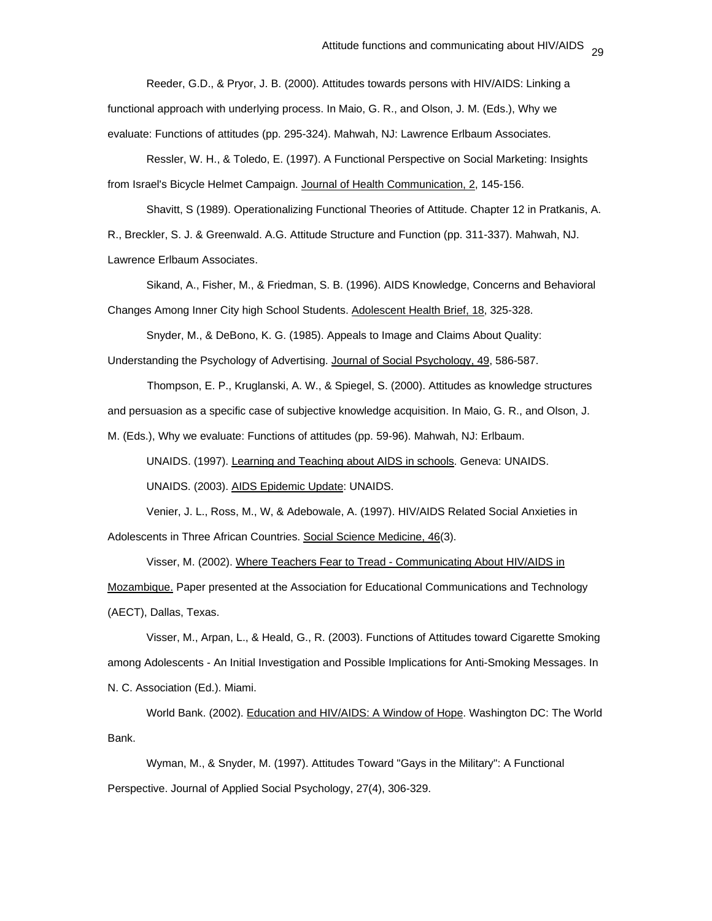Reeder, G.D., & Pryor, J. B. (2000). Attitudes towards persons with HIV/AIDS: Linking a functional approach with underlying process. In Maio, G. R., and Olson, J. M. (Eds.), Why we evaluate: Functions of attitudes (pp. 295-324). Mahwah, NJ: Lawrence Erlbaum Associates.

Ressler, W. H., & Toledo, E. (1997). A Functional Perspective on Social Marketing: Insights from Israel's Bicycle Helmet Campaign. Journal of Health Communication, 2, 145-156.

Shavitt, S (1989). Operationalizing Functional Theories of Attitude. Chapter 12 in Pratkanis, A. R., Breckler, S. J. & Greenwald. A.G. Attitude Structure and Function (pp. 311-337). Mahwah, NJ. Lawrence Erlbaum Associates.

Sikand, A., Fisher, M., & Friedman, S. B. (1996). AIDS Knowledge, Concerns and Behavioral Changes Among Inner City high School Students. Adolescent Health Brief, 18, 325-328.

Snyder, M., & DeBono, K. G. (1985). Appeals to Image and Claims About Quality: Understanding the Psychology of Advertising. Journal of Social Psychology, 49, 586-587.

Thompson, E. P., Kruglanski, A. W., & Spiegel, S. (2000). Attitudes as knowledge structures and persuasion as a specific case of subjective knowledge acquisition. In Maio, G. R., and Olson, J. M. (Eds.), Why we evaluate: Functions of attitudes (pp. 59-96). Mahwah, NJ: Erlbaum.

UNAIDS. (1997). Learning and Teaching about AIDS in schools. Geneva: UNAIDS.

UNAIDS. (2003). AIDS Epidemic Update: UNAIDS.

Venier, J. L., Ross, M., W, & Adebowale, A. (1997). HIV/AIDS Related Social Anxieties in Adolescents in Three African Countries. Social Science Medicine, 46(3).

Visser, M. (2002). Where Teachers Fear to Tread - Communicating About HIV/AIDS in Mozambique. Paper presented at the Association for Educational Communications and Technology (AECT), Dallas, Texas.

Visser, M., Arpan, L., & Heald, G., R. (2003). Functions of Attitudes toward Cigarette Smoking among Adolescents - An Initial Investigation and Possible Implications for Anti-Smoking Messages. In N. C. Association (Ed.). Miami.

World Bank. (2002). Education and HIV/AIDS: A Window of Hope. Washington DC: The World Bank.

Wyman, M., & Snyder, M. (1997). Attitudes Toward "Gays in the Military": A Functional Perspective. Journal of Applied Social Psychology, 27(4), 306-329.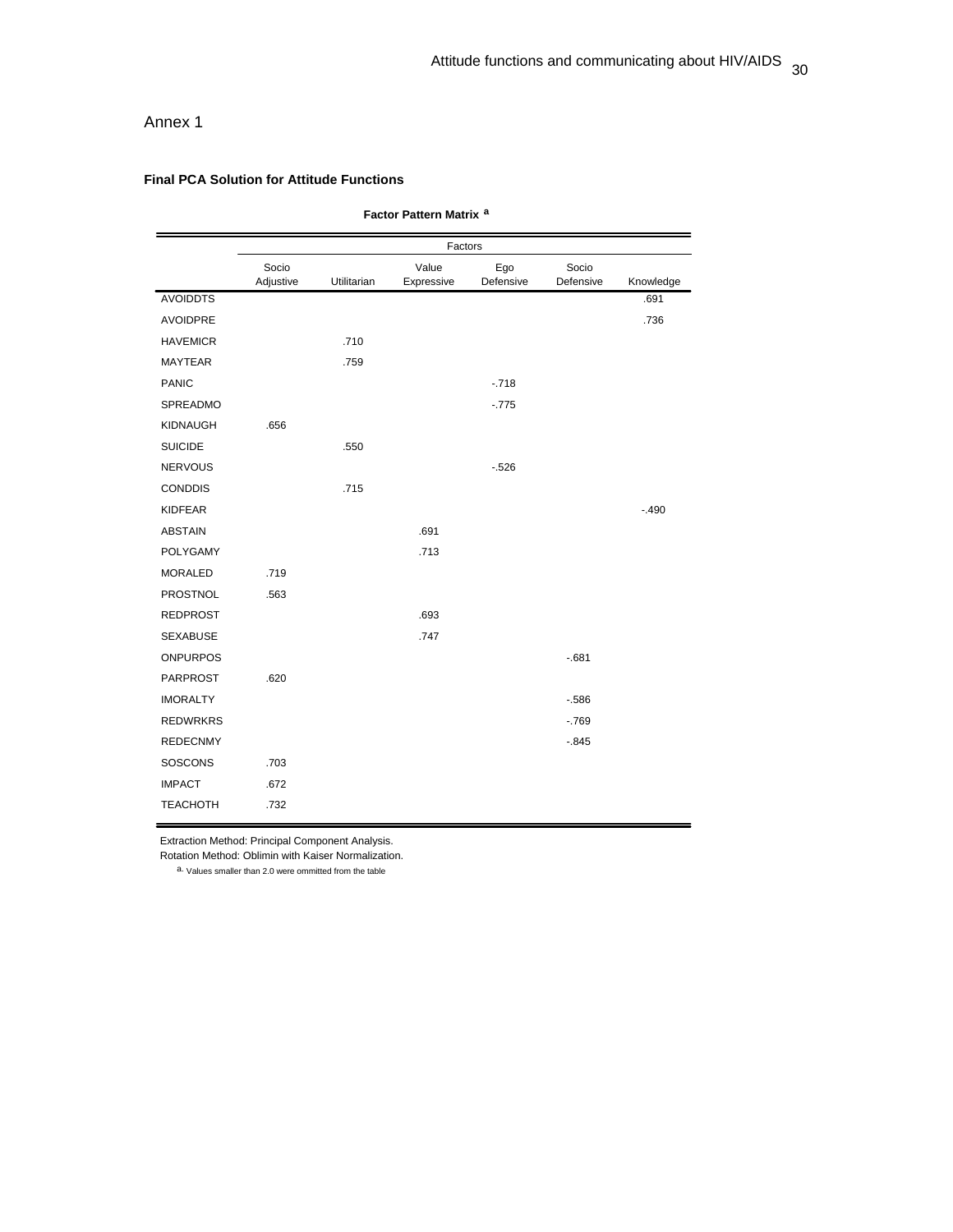Annex 1

**Final PCA Solution for Attitude Functions**

**Factor Pattern Matrix [a]**

| | Factors | | | | | |
|---|---|---|---|---|---|---|
| | Socio Adjustive | Utilitarian | Value Expressive | Ego Defensive | Socio Defensive | Knowledge |
| AVOIDDTS | | | | | | .691 |
| AVOIDPRE | | | | | | .736 |
| HAVEMICR | | .710 | | | | |
| MAYTEAR | | .759 | | | | |
| PANIC | | | | -.718 | | |
| SPREADMO | | | | -.775 | | |
| KIDNAUGH | .656 | | | | | |
| SUICIDE | | .550 | | | | |
| NERVOUS | | | | -.526 | | |
| CONDDIS | | .715 | | | | |
| KIDFEAR | | | | | | -.490 |
| ABSTAIN | | | .691 | | | |
| POLYGAMY | | | .713 | | | |
| MORALED | .719 | | | | | |
| PROSTNOL | .563 | | | | | |
| REDPROST | | | .693 | | | |
| SEXABUSE | | | .747 | | | |
| ONPURPOS | | | | | -.681 | |
| PARPROST | .620 | | | | | |
| IMORALTY | | | | | -.586 | |
| REDWRKRS | | | | | -.769 | |
| REDECNMY | | | | | -.845 | |
| SOSCONS | .703 | | | | | |
| IMPACT | .672 | | | | | |
| TEACHOTH | .732 | | | | | |

Extraction Method: Principal Component Analysis.
Rotation Method: Oblimin with Kaiser Normalization.
a. Values smaller than 2.0 were ommitted from the table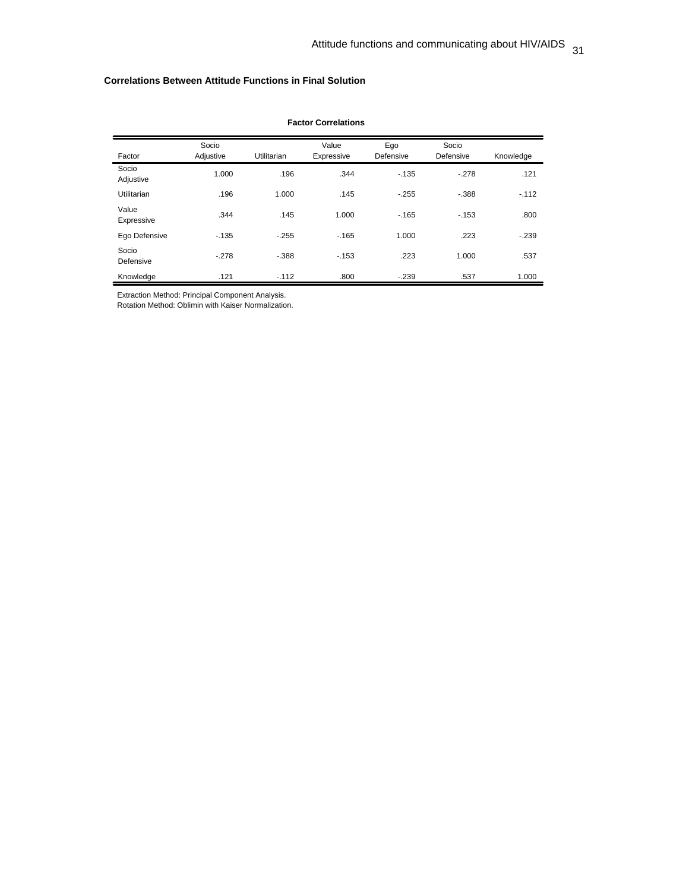**Correlations Between Attitude Functions in Final Solution**

**Factor Correlations**

| Factor | Socio Adjustive | Utilitarian | Value Expressive | Ego Defensive | Socio Defensive | Knowledge |
|---|---|---|---|---|---|---|
| Socio Adjustive | 1.000 | .196 | .344 | -.135 | -.278 | .121 |
| Utilitarian | .196 | 1.000 | .145 | -.255 | -.388 | -.112 |
| Value Expressive | .344 | .145 | 1.000 | -.165 | -.153 | .800 |
| Ego Defensive | -.135 | -.255 | -.165 | 1.000 | .223 | -.239 |
| Socio Defensive | -.278 | -.388 | -.153 | .223 | 1.000 | .537 |
| Knowledge | .121 | -.112 | .800 | -.239 | .537 | 1.000 |

Extraction Method: Principal Component Analysis.
Rotation Method: Oblimin with Kaiser Normalization.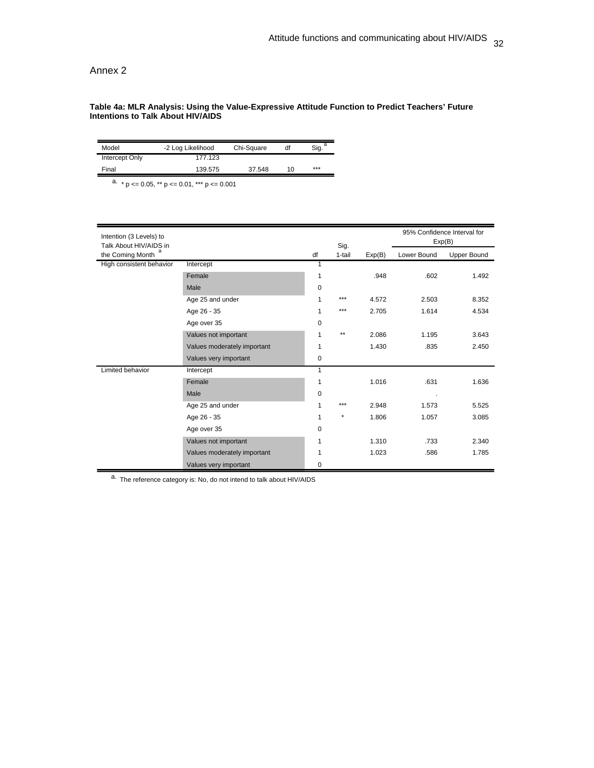Annex 2

**Table 4a: MLR Analysis: Using the Value-Expressive Attitude Function to Predict Teachers' Future Intentions to Talk About HIV/AIDS**

| Model | -2 Log Likelihood | Chi-Square | df | Sig.[a] |
|---|---|---|---|---|
| Intercept Only | 177.123 | | | |
| Final | 139.575 | 37.548 | 10 | *** |

a. * p <= 0.05, ** p <= 0.01, *** p <= 0.001

| Intention (3 Levels) to Talk About HIV/AIDS in the Coming Month [a] | | df | Sig. 1-tail | Exp(B) | 95% Confidence Interval for Exp(B) Lower Bound | Upper Bound |
|---|---|---|---|---|---|---|
| High consistent behavior | Intercept | 1 | | | | |
| | Female | 1 | | .948 | .602 | 1.492 |
| | Male | 0 | | | | |
| | Age 25 and under | 1 | *** | 4.572 | 2.503 | 8.352 |
| | Age 26 - 35 | 1 | *** | 2.705 | 1.614 | 4.534 |
| | Age over 35 | 0 | | | | |
| | Values not important | 1 | ** | 2.086 | 1.195 | 3.643 |
| | Values moderately important | 1 | | 1.430 | .835 | 2.450 |
| | Values very important | 0 | | | | |
| Limited behavior | Intercept | 1 | | | | |
| | Female | 1 | | 1.016 | .631 | 1.636 |
| | Male | 0 | | | . | |
| | Age 25 and under | 1 | *** | 2.948 | 1.573 | 5.525 |
| | Age 26 - 35 | 1 | * | 1.806 | 1.057 | 3.085 |
| | Age over 35 | 0 | | | | |
| | Values not important | 1 | | 1.310 | .733 | 2.340 |
| | Values moderately important | 1 | | 1.023 | .586 | 1.785 |
| | Values very important | 0 | | | | |

a. The reference category is: No, do not intend to talk about HIV/AIDS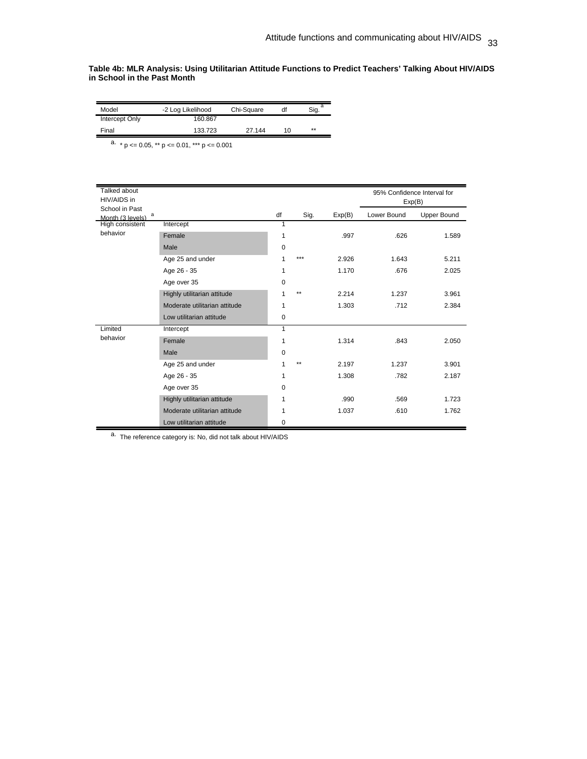**Table 4b: MLR Analysis: Using Utilitarian Attitude Functions to Predict Teachers' Talking About HIV/AIDS in School in the Past Month**

| Model | -2 Log Likelihood | Chi-Square | df | Sig.[a] |
|---|---|---|---|---|
| Intercept Only | 160.867 | | | |
| Final | 133.723 | 27.144 | 10 | ** |

a. * p <= 0.05, ** p <= 0.01, *** p <= 0.001

| Talked about HIV/AIDS in School in Past Month (3 levels)[a] | | df | Sig. | Exp(B) | 95% Confidence Interval for Exp(B) | |
|---|---|---|---|---|---|---|
| | | | | | Lower Bound | Upper Bound |
| High consistent behavior | Intercept | 1 | | | | |
| | Female | 1 | | .997 | .626 | 1.589 |
| | Male | 0 | | | | |
| | Age 25 and under | 1 | *** | 2.926 | 1.643 | 5.211 |
| | Age 26 - 35 | 1 | | 1.170 | .676 | 2.025 |
| | Age over 35 | 0 | | | | |
| | Highly utilitarian attitude | 1 | ** | 2.214 | 1.237 | 3.961 |
| | Moderate utilitarian attitude | 1 | | 1.303 | .712 | 2.384 |
| | Low utilitarian attitude | 0 | | | | |
| Limited behavior | Intercept | 1 | | | | |
| | Female | 1 | | 1.314 | .843 | 2.050 |
| | Male | 0 | | | | |
| | Age 25 and under | 1 | ** | 2.197 | 1.237 | 3.901 |
| | Age 26 - 35 | 1 | | 1.308 | .782 | 2.187 |
| | Age over 35 | 0 | | | | |
| | Highly utilitarian attitude | 1 | | .990 | .569 | 1.723 |
| | Moderate utilitarian attitude | 1 | | 1.037 | .610 | 1.762 |
| | Low utilitarian attitude | 0 | | | | |

a. The reference category is: No, did not talk about HIV/AIDS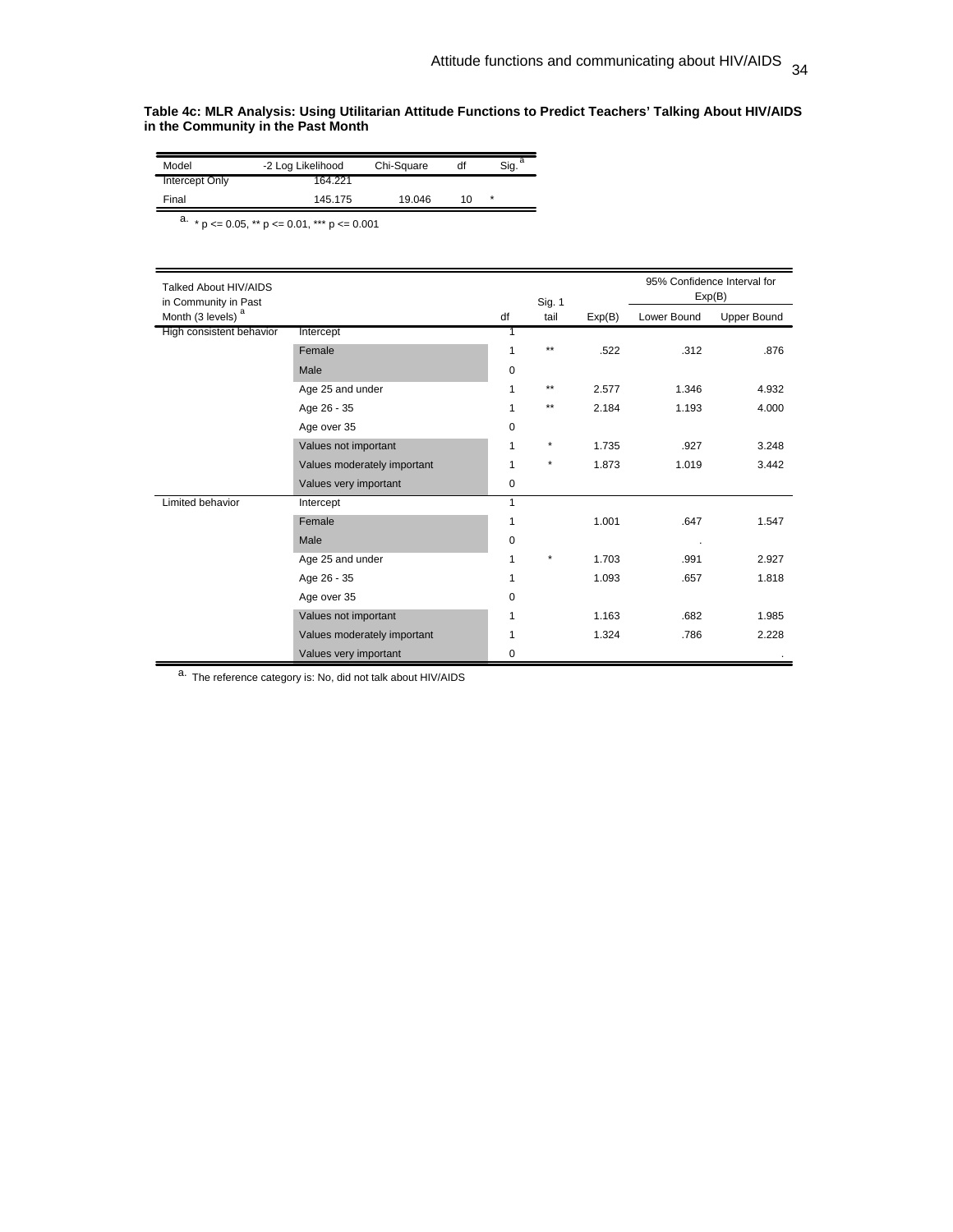**Table 4c: MLR Analysis: Using Utilitarian Attitude Functions to Predict Teachers' Talking About HIV/AIDS in the Community in the Past Month**

| Model | -2 Log Likelihood | Chi-Square | df | Sig. [a] |
|---|---|---|---|---|
| Intercept Only | 164.221 | | | |
| Final | 145.175 | 19.046 | 10 | * |

a. * p <= 0.05, ** p <= 0.01, *** p <= 0.001

| Talked About HIV/AIDS in Community in Past Month (3 levels) [a] | | df | Sig. 1 tail | Exp(B) | 95% Confidence Interval for Exp(B) | |
|---|---|---|---|---|---|---|
| | | | | | Lower Bound | Upper Bound |
| High consistent behavior | Intercept | 1 | | | | |
| | Female | 1 | ** | .522 | .312 | .876 |
| | Male | 0 | | | | |
| | Age 25 and under | 1 | ** | 2.577 | 1.346 | 4.932 |
| | Age 26 - 35 | 1 | ** | 2.184 | 1.193 | 4.000 |
| | Age over 35 | 0 | | | | |
| | Values not important | 1 | * | 1.735 | .927 | 3.248 |
| | Values moderately important | 1 | * | 1.873 | 1.019 | 3.442 |
| | Values very important | 0 | | | | |
| Limited behavior | Intercept | 1 | | | | |
| | Female | 1 | | 1.001 | .647 | 1.547 |
| | Male | 0 | | | . | |
| | Age 25 and under | 1 | * | 1.703 | .991 | 2.927 |
| | Age 26 - 35 | 1 | | 1.093 | .657 | 1.818 |
| | Age over 35 | 0 | | | | |
| | Values not important | 1 | | 1.163 | .682 | 1.985 |
| | Values moderately important | 1 | | 1.324 | .786 | 2.228 |
| | Values very important | 0 | | | | . |

a. The reference category is: No, did not talk about HIV/AIDS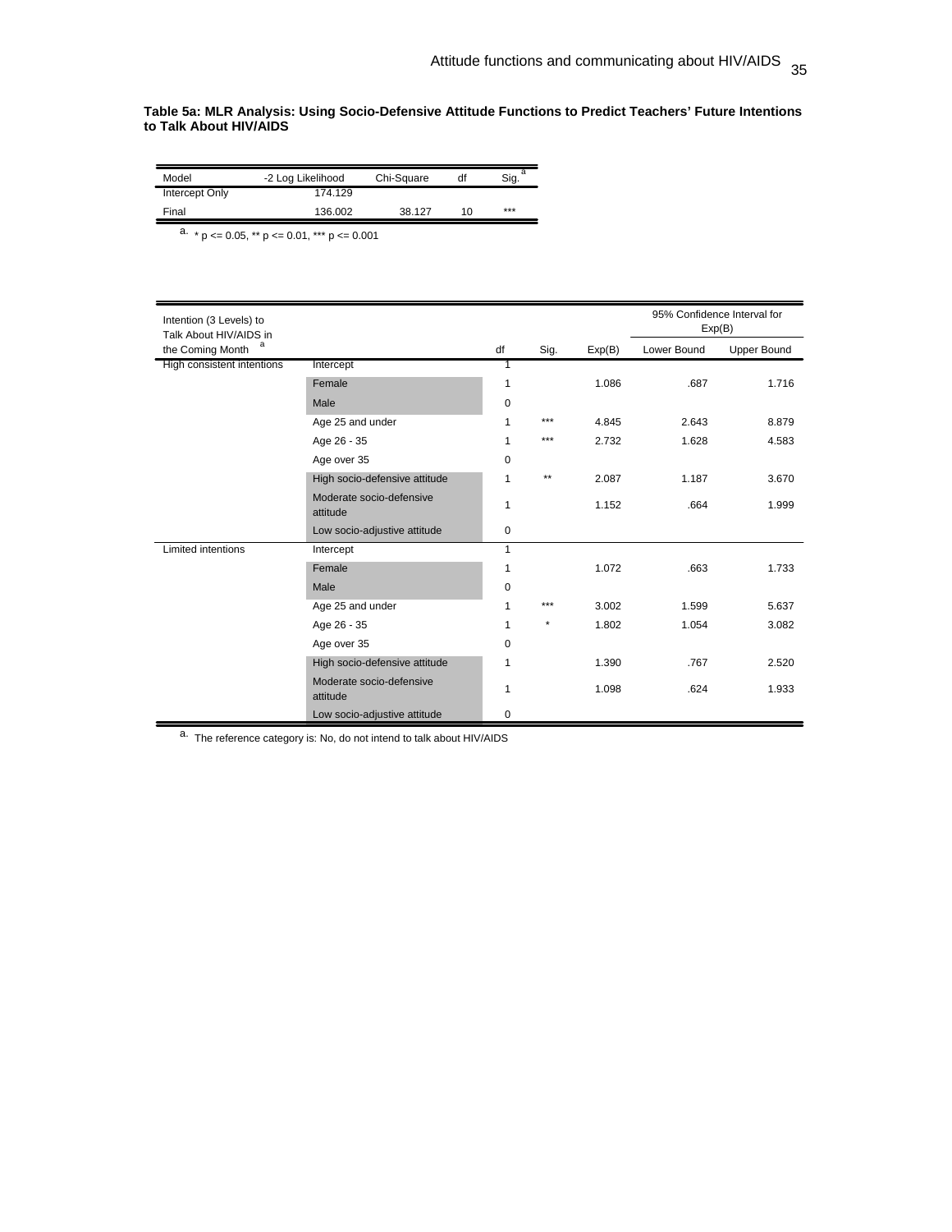**Table 5a: MLR Analysis: Using Socio-Defensive Attitude Functions to Predict Teachers' Future Intentions to Talk About HIV/AIDS**

| Model | -2 Log Likelihood | Chi-Square | df | Sig.[a] |
|---|---|---|---|---|
| Intercept Only | 174.129 | | | |
| Final | 136.002 | 38.127 | 10 | *** |

a. * p <= 0.05, ** p <= 0.01, *** p <= 0.001

| Intention (3 Levels) to Talk About HIV/AIDS in the Coming Month[a] | | df | Sig. | Exp(B) | 95% Confidence Interval for Exp(B) | |
|---|---|---|---|---|---|---|
| | | | | | Lower Bound | Upper Bound |
| High consistent intentions | Intercept | 1 | | | | |
| | Female | 1 | | 1.086 | .687 | 1.716 |
| | Male | 0 | | | | |
| | Age 25 and under | 1 | *** | 4.845 | 2.643 | 8.879 |
| | Age 26 - 35 | 1 | *** | 2.732 | 1.628 | 4.583 |
| | Age over 35 | 0 | | | | |
| | High socio-defensive attitude | 1 | ** | 2.087 | 1.187 | 3.670 |
| | Moderate socio-defensive attitude | 1 | | 1.152 | .664 | 1.999 |
| | Low socio-adjustive attitude | 0 | | | | |
| Limited intentions | Intercept | 1 | | | | |
| | Female | 1 | | 1.072 | .663 | 1.733 |
| | Male | 0 | | | | |
| | Age 25 and under | 1 | *** | 3.002 | 1.599 | 5.637 |
| | Age 26 - 35 | 1 | * | 1.802 | 1.054 | 3.082 |
| | Age over 35 | 0 | | | | |
| | High socio-defensive attitude | 1 | | 1.390 | .767 | 2.520 |
| | Moderate socio-defensive attitude | 1 | | 1.098 | .624 | 1.933 |
| | Low socio-adjustive attitude | 0 | | | | |

a. The reference category is: No, do not intend to talk about HIV/AIDS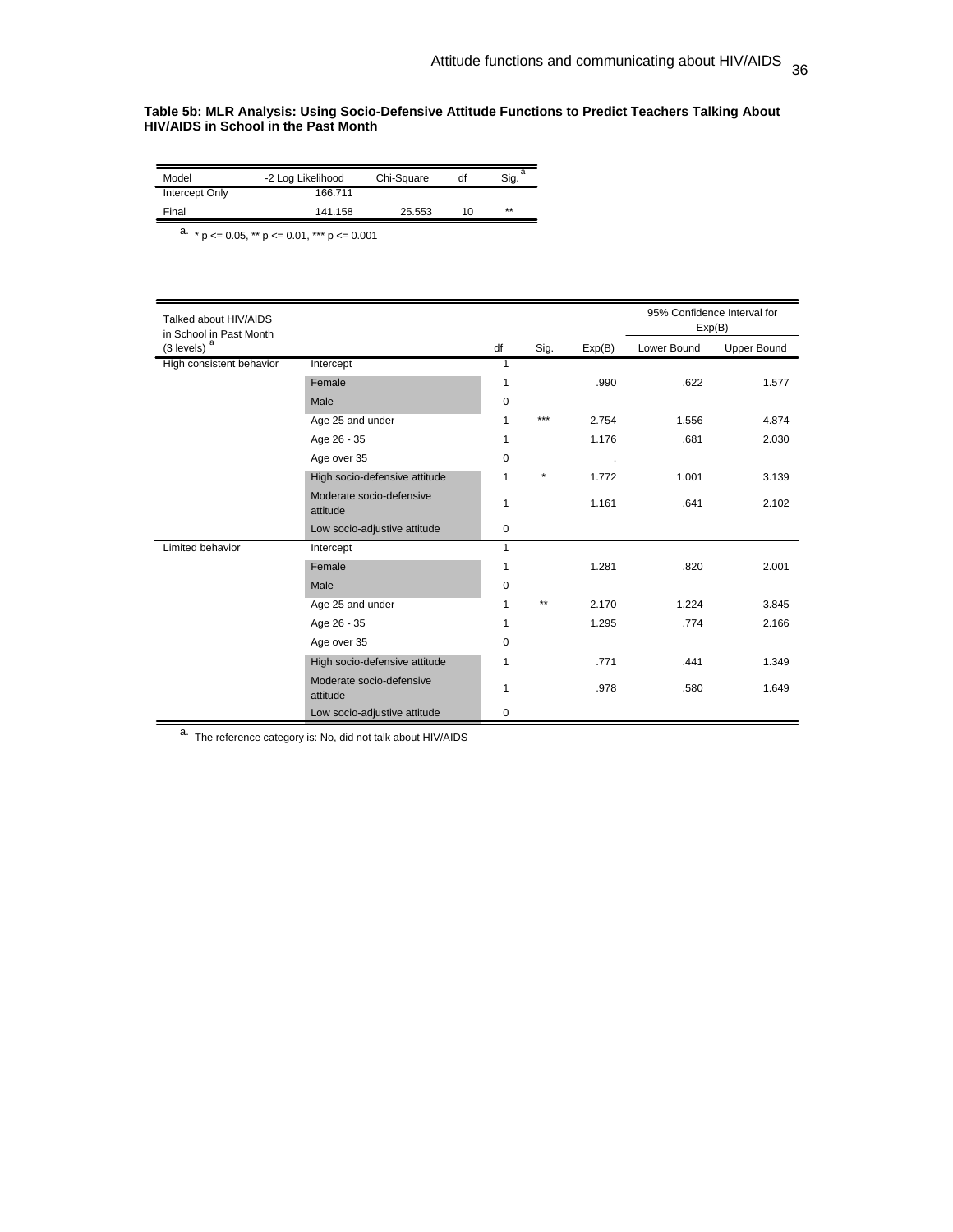**Table 5b: MLR Analysis: Using Socio-Defensive Attitude Functions to Predict Teachers Talking About HIV/AIDS in School in the Past Month**

| Model | -2 Log Likelihood | Chi-Square | df | Sig. [a] |
|---|---|---|---|---|
| Intercept Only | 166.711 | | | |
| Final | 141.158 | 25.553 | 10 | ** |

a. * p <= 0.05, ** p <= 0.01, *** p <= 0.001

| Talked about HIV/AIDS in School in Past Month (3 levels) [a] | | df | Sig. | Exp(B) | 95% Confidence Interval for Exp(B) | |
|---|---|---|---|---|---|---|
| | | | | | Lower Bound | Upper Bound |
| High consistent behavior | Intercept | 1 | | | | |
| | Female | 1 | | .990 | .622 | 1.577 |
| | Male | 0 | | | | |
| | Age 25 and under | 1 | *** | 2.754 | 1.556 | 4.874 |
| | Age 26 - 35 | 1 | | 1.176 | .681 | 2.030 |
| | Age over 35 | 0 | | . | | |
| | High socio-defensive attitude | 1 | * | 1.772 | 1.001 | 3.139 |
| | Moderate socio-defensive attitude | 1 | | 1.161 | .641 | 2.102 |
| | Low socio-adjustive attitude | 0 | | | | |
| Limited behavior | Intercept | 1 | | | | |
| | Female | 1 | | 1.281 | .820 | 2.001 |
| | Male | 0 | | | | |
| | Age 25 and under | 1 | ** | 2.170 | 1.224 | 3.845 |
| | Age 26 - 35 | 1 | | 1.295 | .774 | 2.166 |
| | Age over 35 | 0 | | | | |
| | High socio-defensive attitude | 1 | | .771 | .441 | 1.349 |
| | Moderate socio-defensive attitude | 1 | | .978 | .580 | 1.649 |
| | Low socio-adjustive attitude | 0 | | | | |

a. The reference category is: No, did not talk about HIV/AIDS